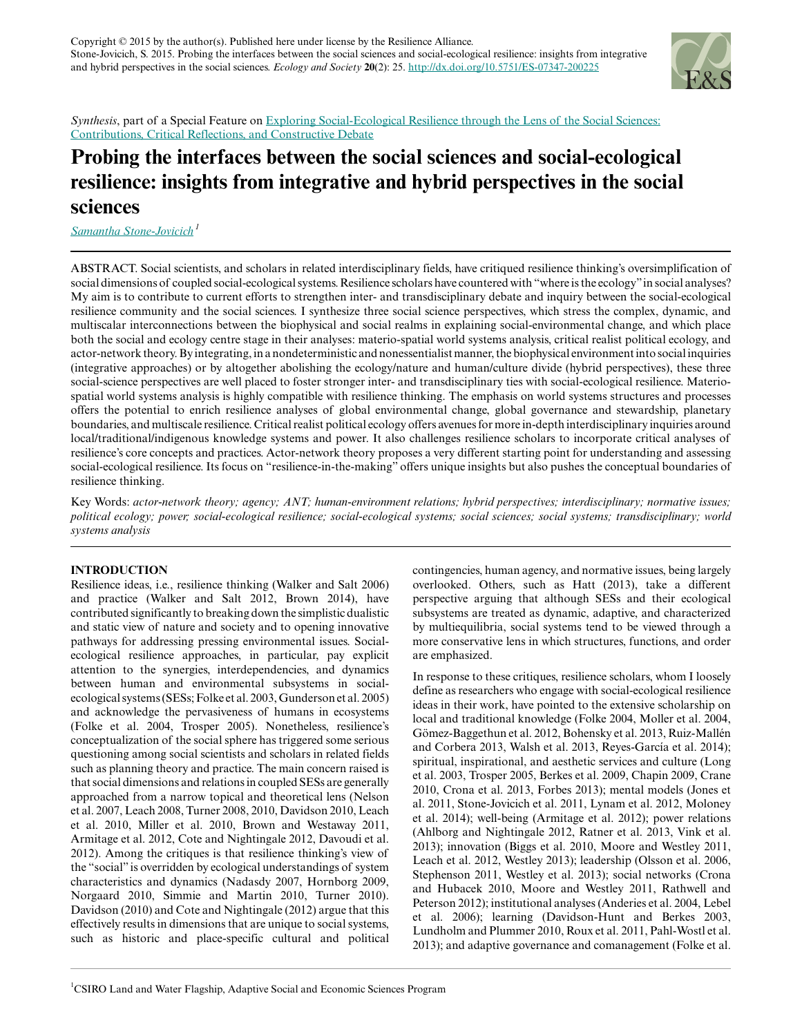Copyright © 2015 by the author(s). Published here under license by the Resilience Alliance.
Stone-Jovicich, S. 2015. Probing the interfaces between the social sciences and social-ecological resilience: insights from integrative and hybrid perspectives in the social sciences. *Ecology and Society* **20**(2): 25. http://dx.doi.org/10.5751/ES-07347-200225

*Synthesis*, part of a Special Feature on Exploring Social-Ecological Resilience through the Lens of the Social Sciences: Contributions, Critical Reflections, and Constructive Debate

# Probing the interfaces between the social sciences and social-ecological resilience: insights from integrative and hybrid perspectives in the social sciences

*Samantha Stone-Jovicich* [1]

ABSTRACT. Social scientists, and scholars in related interdisciplinary fields, have critiqued resilience thinking's oversimplification of social dimensions of coupled social-ecological systems. Resilience scholars have countered with "where is the ecology" in social analyses? My aim is to contribute to current efforts to strengthen inter- and transdisciplinary debate and inquiry between the social-ecological resilience community and the social sciences. I synthesize three social science perspectives, which stress the complex, dynamic, and multiscalar interconnections between the biophysical and social realms in explaining social-environmental change, and which place both the social and ecology centre stage in their analyses: materio-spatial world systems analysis, critical realist political ecology, and actor-network theory. By integrating, in a nondeterministic and nonessentialist manner, the biophysical environment into social inquiries (integrative approaches) or by altogether abolishing the ecology/nature and human/culture divide (hybrid perspectives), these three social-science perspectives are well placed to foster stronger inter- and transdisciplinary ties with social-ecological resilience. Materio-spatial world systems analysis is highly compatible with resilience thinking. The emphasis on world systems structures and processes offers the potential to enrich resilience analyses of global environmental change, global governance and stewardship, planetary boundaries, and multiscale resilience. Critical realist political ecology offers avenues for more in-depth interdisciplinary inquiries around local/traditional/indigenous knowledge systems and power. It also challenges resilience scholars to incorporate critical analyses of resilience's core concepts and practices. Actor-network theory proposes a very different starting point for understanding and assessing social-ecological resilience. Its focus on "resilience-in-the-making" offers unique insights but also pushes the conceptual boundaries of resilience thinking.

Key Words: *actor-network theory; agency; ANT; human-environment relations; hybrid perspectives; interdisciplinary; normative issues; political ecology; power; social-ecological resilience; social-ecological systems; social sciences; social systems; transdisciplinary; world systems analysis*

## INTRODUCTION

Resilience ideas, i.e., resilience thinking (Walker and Salt 2006) and practice (Walker and Salt 2012, Brown 2014), have contributed significantly to breaking down the simplistic dualistic and static view of nature and society and to opening innovative pathways for addressing pressing environmental issues. Social-ecological resilience approaches, in particular, pay explicit attention to the synergies, interdependencies, and dynamics between human and environmental subsystems in social-ecological systems (SESs; Folke et al. 2003, Gunderson et al. 2005) and acknowledge the pervasiveness of humans in ecosystems (Folke et al. 2004, Trosper 2005). Nonetheless, resilience's conceptualization of the social sphere has triggered some serious questioning among social scientists and scholars in related fields such as planning theory and practice. The main concern raised is that social dimensions and relations in coupled SESs are generally approached from a narrow topical and theoretical lens (Nelson et al. 2007, Leach 2008, Turner 2008, 2010, Davidson 2010, Leach et al. 2010, Miller et al. 2010, Brown and Westaway 2011, Armitage et al. 2012, Cote and Nightingale 2012, Davoudi et al. 2012). Among the critiques is that resilience thinking's view of the "social" is overridden by ecological understandings of system characteristics and dynamics (Nadasdy 2007, Hornborg 2009, Norgaard 2010, Simmie and Martin 2010, Turner 2010). Davidson (2010) and Cote and Nightingale (2012) argue that this effectively results in dimensions that are unique to social systems, such as historic and place-specific cultural and political contingencies, human agency, and normative issues, being largely overlooked. Others, such as Hatt (2013), take a different perspective arguing that although SESs and their ecological subsystems are treated as dynamic, adaptive, and characterized by multiequilibria, social systems tend to be viewed through a more conservative lens in which structures, functions, and order are emphasized.

In response to these critiques, resilience scholars, whom I loosely define as researchers who engage with social-ecological resilience ideas in their work, have pointed to the extensive scholarship on local and traditional knowledge (Folke 2004, Moller et al. 2004, Gómez-Baggethun et al. 2012, Bohensky et al. 2013, Ruiz-Mallén and Corbera 2013, Walsh et al. 2013, Reyes-García et al. 2014); spiritual, inspirational, and aesthetic services and culture (Long et al. 2003, Trosper 2005, Berkes et al. 2009, Chapin 2009, Crane 2010, Crona et al. 2013, Forbes 2013); mental models (Jones et al. 2011, Stone-Jovicich et al. 2011, Lynam et al. 2012, Moloney et al. 2014); well-being (Armitage et al. 2012); power relations (Ahlborg and Nightingale 2012, Ratner et al. 2013, Vink et al. 2013); innovation (Biggs et al. 2010, Moore and Westley 2011, Leach et al. 2012, Westley 2013); leadership (Olsson et al. 2006, Stephenson 2011, Westley et al. 2013); social networks (Crona and Hubacek 2010, Moore and Westley 2011, Rathwell and Peterson 2012); institutional analyses (Anderies et al. 2004, Lebel et al. 2006); learning (Davidson-Hunt and Berkes 2003, Lundholm and Plummer 2010, Roux et al. 2011, Pahl-Wostl et al. 2013); and adaptive governance and comanagement (Folke et al.

[1] CSIRO Land and Water Flagship, Adaptive Social and Economic Sciences Program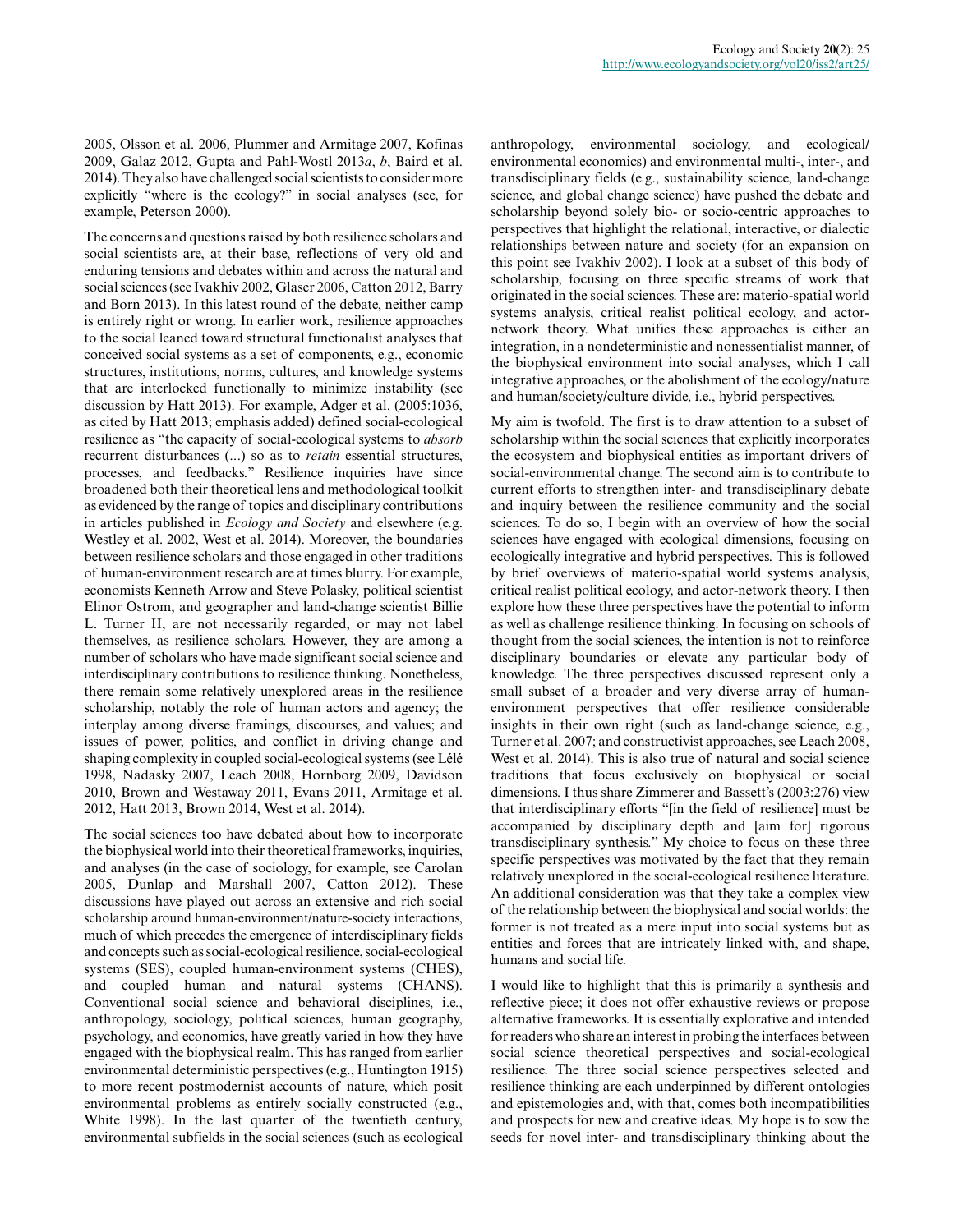2005, Olsson et al. 2006, Plummer and Armitage 2007, Kofinas 2009, Galaz 2012, Gupta and Pahl-Wostl 2013*a*, *b*, Baird et al. 2014). They also have challenged social scientists to consider more explicitly "where is the ecology?" in social analyses (see, for example, Peterson 2000).

The concerns and questions raised by both resilience scholars and social scientists are, at their base, reflections of very old and enduring tensions and debates within and across the natural and social sciences (see Ivakhiv 2002, Glaser 2006, Catton 2012, Barry and Born 2013). In this latest round of the debate, neither camp is entirely right or wrong. In earlier work, resilience approaches to the social leaned toward structural functionalist analyses that conceived social systems as a set of components, e.g., economic structures, institutions, norms, cultures, and knowledge systems that are interlocked functionally to minimize instability (see discussion by Hatt 2013). For example, Adger et al. (2005:1036, as cited by Hatt 2013; emphasis added) defined social-ecological resilience as "the capacity of social-ecological systems to *absorb* recurrent disturbances (...) so as to *retain* essential structures, processes, and feedbacks." Resilience inquiries have since broadened both their theoretical lens and methodological toolkit as evidenced by the range of topics and disciplinary contributions in articles published in *Ecology and Society* and elsewhere (e.g. Westley et al. 2002, West et al. 2014). Moreover, the boundaries between resilience scholars and those engaged in other traditions of human-environment research are at times blurry. For example, economists Kenneth Arrow and Steve Polasky, political scientist Elinor Ostrom, and geographer and land-change scientist Billie L. Turner II, are not necessarily regarded, or may not label themselves, as resilience scholars. However, they are among a number of scholars who have made significant social science and interdisciplinary contributions to resilience thinking. Nonetheless, there remain some relatively unexplored areas in the resilience scholarship, notably the role of human actors and agency; the interplay among diverse framings, discourses, and values; and issues of power, politics, and conflict in driving change and shaping complexity in coupled social-ecological systems (see Lélé 1998, Nadasky 2007, Leach 2008, Hornborg 2009, Davidson 2010, Brown and Westaway 2011, Evans 2011, Armitage et al. 2012, Hatt 2013, Brown 2014, West et al. 2014).

The social sciences too have debated about how to incorporate the biophysical world into their theoretical frameworks, inquiries, and analyses (in the case of sociology, for example, see Carolan 2005, Dunlap and Marshall 2007, Catton 2012). These discussions have played out across an extensive and rich social scholarship around human-environment/nature-society interactions, much of which precedes the emergence of interdisciplinary fields and concepts such as social-ecological resilience, social-ecological systems (SES), coupled human-environment systems (CHES), and coupled human and natural systems (CHANS). Conventional social science and behavioral disciplines, i.e., anthropology, sociology, political sciences, human geography, psychology, and economics, have greatly varied in how they have engaged with the biophysical realm. This has ranged from earlier environmental deterministic perspectives (e.g., Huntington 1915) to more recent postmodernist accounts of nature, which posit environmental problems as entirely socially constructed (e.g., White 1998). In the last quarter of the twentieth century, environmental subfields in the social sciences (such as ecological anthropology, environmental sociology, and ecological/environmental economics) and environmental multi-, inter-, and transdisciplinary fields (e.g., sustainability science, land-change science, and global change science) have pushed the debate and scholarship beyond solely bio- or socio-centric approaches to perspectives that highlight the relational, interactive, or dialectic relationships between nature and society (for an expansion on this point see Ivakhiv 2002). I look at a subset of this body of scholarship, focusing on three specific streams of work that originated in the social sciences. These are: materio-spatial world systems analysis, critical realist political ecology, and actor-network theory. What unifies these approaches is either an integration, in a nondeterministic and nonessentialist manner, of the biophysical environment into social analyses, which I call integrative approaches, or the abolishment of the ecology/nature and human/society/culture divide, i.e., hybrid perspectives.

My aim is twofold. The first is to draw attention to a subset of scholarship within the social sciences that explicitly incorporates the ecosystem and biophysical entities as important drivers of social-environmental change. The second aim is to contribute to current efforts to strengthen inter- and transdisciplinary debate and inquiry between the resilience community and the social sciences. To do so, I begin with an overview of how the social sciences have engaged with ecological dimensions, focusing on ecologically integrative and hybrid perspectives. This is followed by brief overviews of materio-spatial world systems analysis, critical realist political ecology, and actor-network theory. I then explore how these three perspectives have the potential to inform as well as challenge resilience thinking. In focusing on schools of thought from the social sciences, the intention is not to reinforce disciplinary boundaries or elevate any particular body of knowledge. The three perspectives discussed represent only a small subset of a broader and very diverse array of human-environment perspectives that offer resilience considerable insights in their own right (such as land-change science, e.g., Turner et al. 2007; and constructivist approaches, see Leach 2008, West et al. 2014). This is also true of natural and social science traditions that focus exclusively on biophysical or social dimensions. I thus share Zimmerer and Bassett's (2003:276) view that interdisciplinary efforts "[in the field of resilience] must be accompanied by disciplinary depth and [aim for] rigorous transdisciplinary synthesis." My choice to focus on these three specific perspectives was motivated by the fact that they remain relatively unexplored in the social-ecological resilience literature. An additional consideration was that they take a complex view of the relationship between the biophysical and social worlds: the former is not treated as a mere input into social systems but as entities and forces that are intricately linked with, and shape, humans and social life.

I would like to highlight that this is primarily a synthesis and reflective piece; it does not offer exhaustive reviews or propose alternative frameworks. It is essentially explorative and intended for readers who share an interest in probing the interfaces between social science theoretical perspectives and social-ecological resilience. The three social science perspectives selected and resilience thinking are each underpinned by different ontologies and epistemologies and, with that, comes both incompatibilities and prospects for new and creative ideas. My hope is to sow the seeds for novel inter- and transdisciplinary thinking about the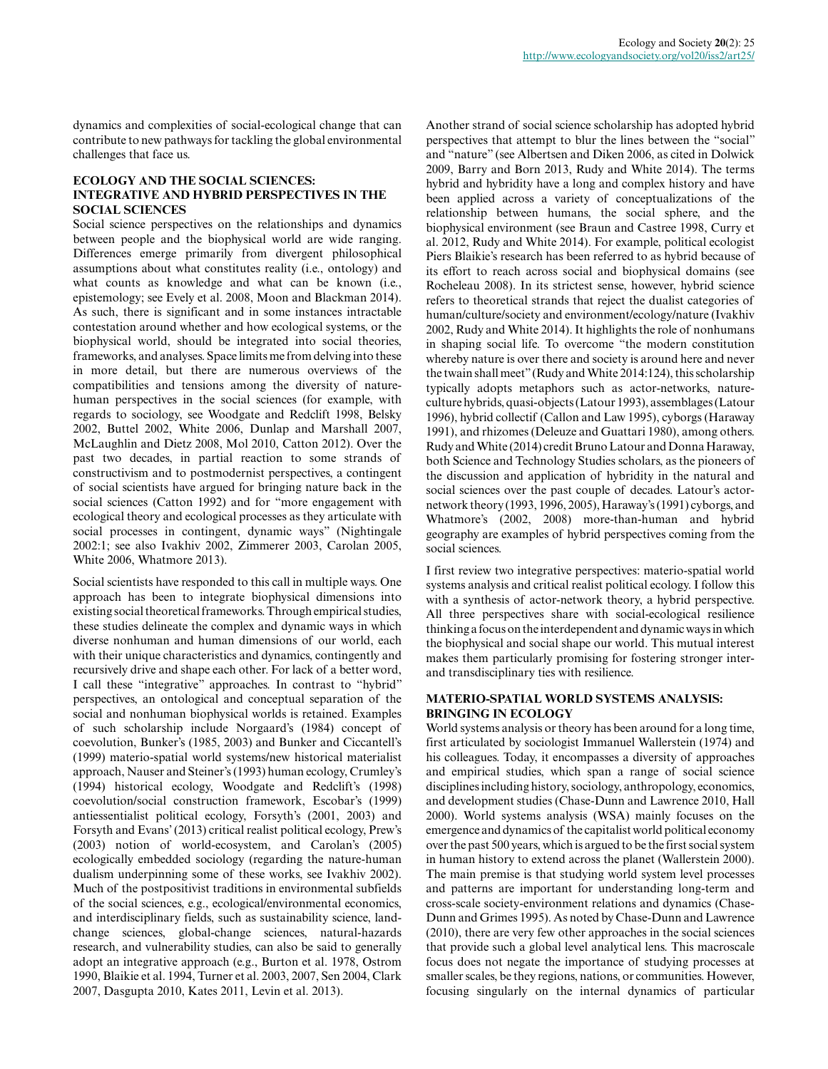dynamics and complexities of social-ecological change that can contribute to new pathways for tackling the global environmental challenges that face us.

## ECOLOGY AND THE SOCIAL SCIENCES: INTEGRATIVE AND HYBRID PERSPECTIVES IN THE SOCIAL SCIENCES

Social science perspectives on the relationships and dynamics between people and the biophysical world are wide ranging. Differences emerge primarily from divergent philosophical assumptions about what constitutes reality (i.e., ontology) and what counts as knowledge and what can be known (i.e., epistemology; see Evely et al. 2008, Moon and Blackman 2014). As such, there is significant and in some instances intractable contestation around whether and how ecological systems, or the biophysical world, should be integrated into social theories, frameworks, and analyses. Space limits me from delving into these in more detail, but there are numerous overviews of the compatibilities and tensions among the diversity of nature-human perspectives in the social sciences (for example, with regards to sociology, see Woodgate and Redclift 1998, Belsky 2002, Buttel 2002, White 2006, Dunlap and Marshall 2007, McLaughlin and Dietz 2008, Mol 2010, Catton 2012). Over the past two decades, in partial reaction to some strands of constructivism and to postmodernist perspectives, a contingent of social scientists have argued for bringing nature back in the social sciences (Catton 1992) and for "more engagement with ecological theory and ecological processes as they articulate with social processes in contingent, dynamic ways" (Nightingale 2002:1; see also Ivakhiv 2002, Zimmerer 2003, Carolan 2005, White 2006, Whatmore 2013).

Social scientists have responded to this call in multiple ways. One approach has been to integrate biophysical dimensions into existing social theoretical frameworks. Through empirical studies, these studies delineate the complex and dynamic ways in which diverse nonhuman and human dimensions of our world, each with their unique characteristics and dynamics, contingently and recursively drive and shape each other. For lack of a better word, I call these "integrative" approaches. In contrast to "hybrid" perspectives, an ontological and conceptual separation of the social and nonhuman biophysical worlds is retained. Examples of such scholarship include Norgaard's (1984) concept of coevolution, Bunker's (1985, 2003) and Bunker and Ciccantell's (1999) materio-spatial world systems/new historical materialist approach, Nauser and Steiner's (1993) human ecology, Crumley's (1994) historical ecology, Woodgate and Redclift's (1998) coevolution/social construction framework, Escobar's (1999) antiessentialist political ecology, Forsyth's (2001, 2003) and Forsyth and Evans' (2013) critical realist political ecology, Prew's (2003) notion of world-ecosystem, and Carolan's (2005) ecologically embedded sociology (regarding the nature-human dualism underpinning some of these works, see Ivakhiv 2002). Much of the postpositivist traditions in environmental subfields of the social sciences, e.g., ecological/environmental economics, and interdisciplinary fields, such as sustainability science, land-change sciences, global-change sciences, natural-hazards research, and vulnerability studies, can also be said to generally adopt an integrative approach (e.g., Burton et al. 1978, Ostrom 1990, Blaikie et al. 1994, Turner et al. 2003, 2007, Sen 2004, Clark 2007, Dasgupta 2010, Kates 2011, Levin et al. 2013).

Another strand of social science scholarship has adopted hybrid perspectives that attempt to blur the lines between the "social" and "nature" (see Albertsen and Diken 2006, as cited in Dolwick 2009, Barry and Born 2013, Rudy and White 2014). The terms hybrid and hybridity have a long and complex history and have been applied across a variety of conceptualizations of the relationship between humans, the social sphere, and the biophysical environment (see Braun and Castree 1998, Curry et al. 2012, Rudy and White 2014). For example, political ecologist Piers Blaikie's research has been referred to as hybrid because of its effort to reach across social and biophysical domains (see Rocheleau 2008). In its strictest sense, however, hybrid science refers to theoretical strands that reject the dualist categories of human/culture/society and environment/ecology/nature (Ivakhiv 2002, Rudy and White 2014). It highlights the role of nonhumans in shaping social life. To overcome "the modern constitution whereby nature is over there and society is around here and never the twain shall meet" (Rudy and White 2014:124), this scholarship typically adopts metaphors such as actor-networks, nature-culture hybrids, quasi-objects (Latour 1993), assemblages (Latour 1996), hybrid collectif (Callon and Law 1995), cyborgs (Haraway 1991), and rhizomes (Deleuze and Guattari 1980), among others. Rudy and White (2014) credit Bruno Latour and Donna Haraway, both Science and Technology Studies scholars, as the pioneers of the discussion and application of hybridity in the natural and social sciences over the past couple of decades. Latour's actor-network theory (1993, 1996, 2005), Haraway's (1991) cyborgs, and Whatmore's (2002, 2008) more-than-human and hybrid geography are examples of hybrid perspectives coming from the social sciences.

I first review two integrative perspectives: materio-spatial world systems analysis and critical realist political ecology. I follow this with a synthesis of actor-network theory, a hybrid perspective. All three perspectives share with social-ecological resilience thinking a focus on the interdependent and dynamic ways in which the biophysical and social shape our world. This mutual interest makes them particularly promising for fostering stronger inter- and transdisciplinary ties with resilience.

## MATERIO-SPATIAL WORLD SYSTEMS ANALYSIS: BRINGING IN ECOLOGY

World systems analysis or theory has been around for a long time, first articulated by sociologist Immanuel Wallerstein (1974) and his colleagues. Today, it encompasses a diversity of approaches and empirical studies, which span a range of social science disciplines including history, sociology, anthropology, economics, and development studies (Chase-Dunn and Lawrence 2010, Hall 2000). World systems analysis (WSA) mainly focuses on the emergence and dynamics of the capitalist world political economy over the past 500 years, which is argued to be the first social system in human history to extend across the planet (Wallerstein 2000). The main premise is that studying world system level processes and patterns are important for understanding long-term and cross-scale society-environment relations and dynamics (Chase-Dunn and Grimes 1995). As noted by Chase-Dunn and Lawrence (2010), there are very few other approaches in the social sciences that provide such a global level analytical lens. This macroscale focus does not negate the importance of studying processes at smaller scales, be they regions, nations, or communities. However, focusing singularly on the internal dynamics of particular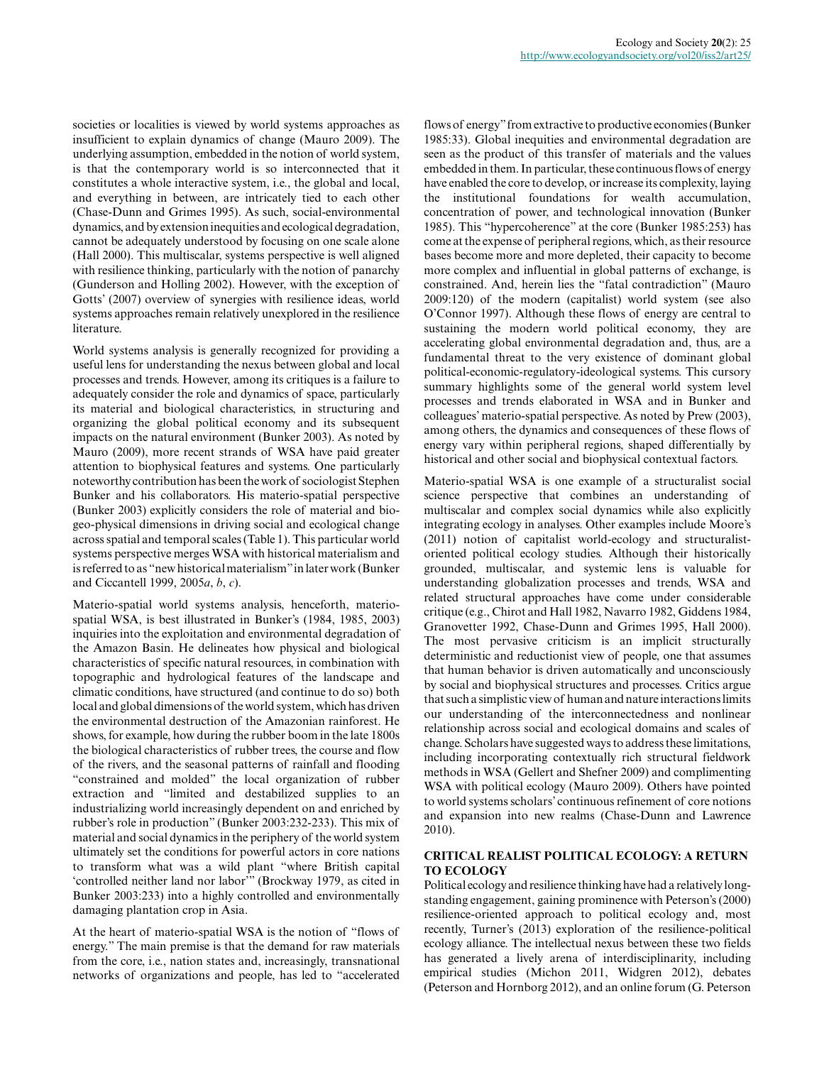societies or localities is viewed by world systems approaches as insufficient to explain dynamics of change (Mauro 2009). The underlying assumption, embedded in the notion of world system, is that the contemporary world is so interconnected that it constitutes a whole interactive system, i.e., the global and local, and everything in between, are intricately tied to each other (Chase-Dunn and Grimes 1995). As such, social-environmental dynamics, and by extension inequities and ecological degradation, cannot be adequately understood by focusing on one scale alone (Hall 2000). This multiscalar, systems perspective is well aligned with resilience thinking, particularly with the notion of panarchy (Gunderson and Holling 2002). However, with the exception of Gotts' (2007) overview of synergies with resilience ideas, world systems approaches remain relatively unexplored in the resilience literature.

World systems analysis is generally recognized for providing a useful lens for understanding the nexus between global and local processes and trends. However, among its critiques is a failure to adequately consider the role and dynamics of space, particularly its material and biological characteristics, in structuring and organizing the global political economy and its subsequent impacts on the natural environment (Bunker 2003). As noted by Mauro (2009), more recent strands of WSA have paid greater attention to biophysical features and systems. One particularly noteworthy contribution has been the work of sociologist Stephen Bunker and his collaborators. His materio-spatial perspective (Bunker 2003) explicitly considers the role of material and bio-geo-physical dimensions in driving social and ecological change across spatial and temporal scales (Table 1). This particular world systems perspective merges WSA with historical materialism and is referred to as "new historical materialism" in later work (Bunker and Ciccantell 1999, 2005*a*, *b*, *c*).

Materio-spatial world systems analysis, henceforth, materio-spatial WSA, is best illustrated in Bunker's (1984, 1985, 2003) inquiries into the exploitation and environmental degradation of the Amazon Basin. He delineates how physical and biological characteristics of specific natural resources, in combination with topographic and hydrological features of the landscape and climatic conditions, have structured (and continue to do so) both local and global dimensions of the world system, which has driven the environmental destruction of the Amazonian rainforest. He shows, for example, how during the rubber boom in the late 1800s the biological characteristics of rubber trees, the course and flow of the rivers, and the seasonal patterns of rainfall and flooding "constrained and molded" the local organization of rubber extraction and "limited and destabilized supplies to an industrializing world increasingly dependent on and enriched by rubber's role in production" (Bunker 2003:232-233). This mix of material and social dynamics in the periphery of the world system ultimately set the conditions for powerful actors in core nations to transform what was a wild plant "where British capital 'controlled neither land nor labor'" (Brockway 1979, as cited in Bunker 2003:233) into a highly controlled and environmentally damaging plantation crop in Asia.

At the heart of materio-spatial WSA is the notion of "flows of energy." The main premise is that the demand for raw materials from the core, i.e., nation states and, increasingly, transnational networks of organizations and people, has led to "accelerated flows of energy" from extractive to productive economies (Bunker 1985:33). Global inequities and environmental degradation are seen as the product of this transfer of materials and the values embedded in them. In particular, these continuous flows of energy have enabled the core to develop, or increase its complexity, laying the institutional foundations for wealth accumulation, concentration of power, and technological innovation (Bunker 1985). This "hypercoherence" at the core (Bunker 1985:253) has come at the expense of peripheral regions, which, as their resource bases become more and more depleted, their capacity to become more complex and influential in global patterns of exchange, is constrained. And, herein lies the "fatal contradiction" (Mauro 2009:120) of the modern (capitalist) world system (see also O'Connor 1997). Although these flows of energy are central to sustaining the modern world political economy, they are accelerating global environmental degradation and, thus, are a fundamental threat to the very existence of dominant global political-economic-regulatory-ideological systems. This cursory summary highlights some of the general world system level processes and trends elaborated in WSA and in Bunker and colleagues' materio-spatial perspective. As noted by Prew (2003), among others, the dynamics and consequences of these flows of energy vary within peripheral regions, shaped differentially by historical and other social and biophysical contextual factors.

Materio-spatial WSA is one example of a structuralist social science perspective that combines an understanding of multiscalar and complex social dynamics while also explicitly integrating ecology in analyses. Other examples include Moore's (2011) notion of capitalist world-ecology and structuralist-oriented political ecology studies. Although their historically grounded, multiscalar, and systemic lens is valuable for understanding globalization processes and trends, WSA and related structural approaches have come under considerable critique (e.g., Chirot and Hall 1982, Navarro 1982, Giddens 1984, Granovetter 1992, Chase-Dunn and Grimes 1995, Hall 2000). The most pervasive criticism is an implicit structurally deterministic and reductionist view of people, one that assumes that human behavior is driven automatically and unconsciously by social and biophysical structures and processes. Critics argue that such a simplistic view of human and nature interactions limits our understanding of the interconnectedness and nonlinear relationship across social and ecological domains and scales of change. Scholars have suggested ways to address these limitations, including incorporating contextually rich structural fieldwork methods in WSA (Gellert and Shefner 2009) and complimenting WSA with political ecology (Mauro 2009). Others have pointed to world systems scholars' continuous refinement of core notions and expansion into new realms (Chase-Dunn and Lawrence 2010).

## CRITICAL REALIST POLITICAL ECOLOGY: A RETURN TO ECOLOGY

Political ecology and resilience thinking have had a relatively long-standing engagement, gaining prominence with Peterson's (2000) resilience-oriented approach to political ecology and, most recently, Turner's (2013) exploration of the resilience-political ecology alliance. The intellectual nexus between these two fields has generated a lively arena of interdisciplinarity, including empirical studies (Michon 2011, Widgren 2012), debates (Peterson and Hornborg 2012), and an online forum (G. Peterson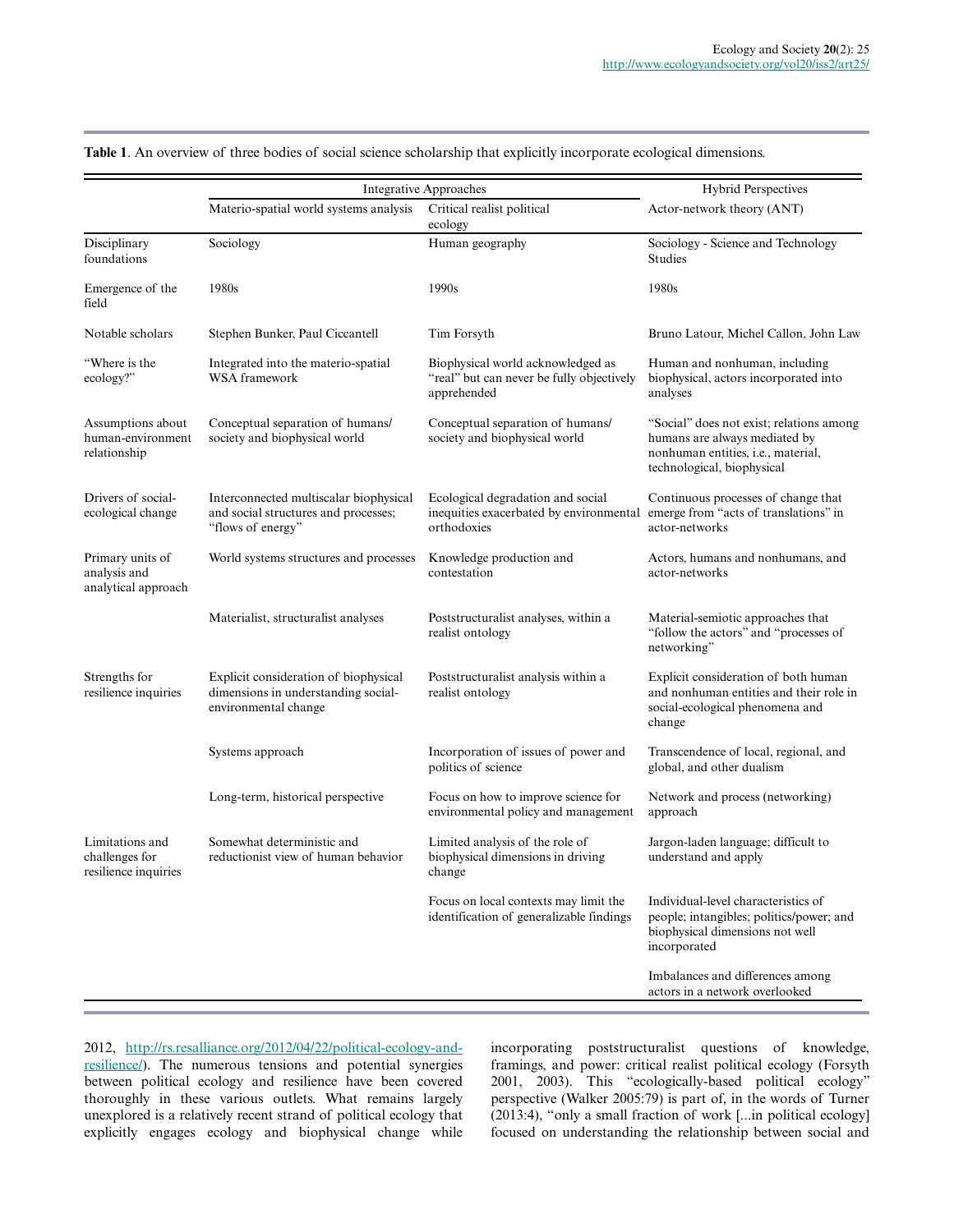**Table 1**. An overview of three bodies of social science scholarship that explicitly incorporate ecological dimensions.

| | Integrative Approaches | | Hybrid Perspectives |
|---|---|---|---|
| | Materio-spatial world systems analysis | Critical realist political ecology | Actor-network theory (ANT) |
| Disciplinary foundations | Sociology | Human geography | Sociology - Science and Technology Studies |
| Emergence of the field | 1980s | 1990s | 1980s |
| Notable scholars | Stephen Bunker, Paul Ciccantell | Tim Forsyth | Bruno Latour, Michel Callon, John Law |
| "Where is the ecology?" | Integrated into the materio-spatial WSA framework | Biophysical world acknowledged as "real" but can never be fully objectively apprehended | Human and nonhuman, including biophysical, actors incorporated into analyses |
| Assumptions about human-environment relationship | Conceptual separation of humans/ society and biophysical world | Conceptual separation of humans/ society and biophysical world | "Social" does not exist; relations among humans are always mediated by nonhuman entities, i.e., material, technological, biophysical |
| Drivers of social-ecological change | Interconnected multiscalar biophysical and social structures and processes; "flows of energy" | Ecological degradation and social inequities exacerbated by environmental orthodoxies | Continuous processes of change that emerge from "acts of translations" in actor-networks |
| Primary units of analysis and analytical approach | World systems structures and processes | Knowledge production and contestation | Actors, humans and nonhumans, and actor-networks |
| | Materialist, structuralist analyses | Poststructuralist analyses, within a realist ontology | Material-semiotic approaches that "follow the actors" and "processes of networking" |
| Strengths for resilience inquiries | Explicit consideration of biophysical dimensions in understanding social-environmental change | Poststructuralist analysis within a realist ontology | Explicit consideration of both human and nonhuman entities and their role in social-ecological phenomena and change |
| | Systems approach | Incorporation of issues of power and politics of science | Transcendence of local, regional, and global, and other dualism |
| | Long-term, historical perspective | Focus on how to improve science for environmental policy and management | Network and process (networking) approach |
| Limitations and challenges for resilience inquiries | Somewhat deterministic and reductionist view of human behavior | Limited analysis of the role of biophysical dimensions in driving change | Jargon-laden language; difficult to understand and apply |
| | | Focus on local contexts may limit the identification of generalizable findings | Individual-level characteristics of people; intangibles; politics/power; and biophysical dimensions not well incorporated |
| | | | Imbalances and differences among actors in a network overlooked |

2012, http://rs.resalliance.org/2012/04/22/political-ecology-and-resilience/). The numerous tensions and potential synergies between political ecology and resilience have been covered thoroughly in these various outlets. What remains largely unexplored is a relatively recent strand of political ecology that explicitly engages ecology and biophysical change while incorporating poststructuralist questions of knowledge, framings, and power: critical realist political ecology (Forsyth 2001, 2003). This "ecologically-based political ecology" perspective (Walker 2005:79) is part of, in the words of Turner (2013:4), "only a small fraction of work [...in political ecology] focused on understanding the relationship between social and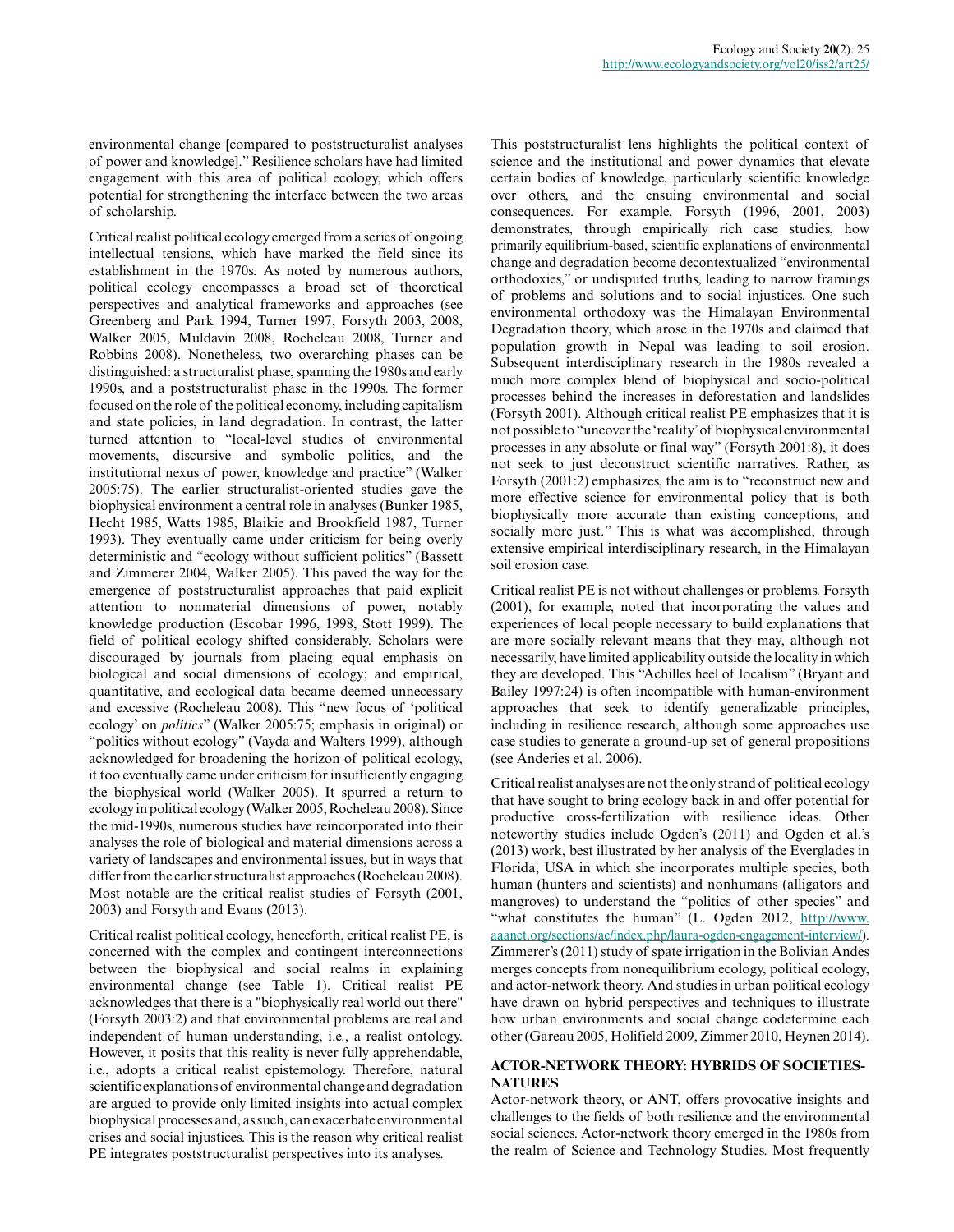environmental change [compared to poststructuralist analyses of power and knowledge]." Resilience scholars have had limited engagement with this area of political ecology, which offers potential for strengthening the interface between the two areas of scholarship.

Critical realist political ecology emerged from a series of ongoing intellectual tensions, which have marked the field since its establishment in the 1970s. As noted by numerous authors, political ecology encompasses a broad set of theoretical perspectives and analytical frameworks and approaches (see Greenberg and Park 1994, Turner 1997, Forsyth 2003, 2008, Walker 2005, Muldavin 2008, Rocheleau 2008, Turner and Robbins 2008). Nonetheless, two overarching phases can be distinguished: a structuralist phase, spanning the 1980s and early 1990s, and a poststructuralist phase in the 1990s. The former focused on the role of the political economy, including capitalism and state policies, in land degradation. In contrast, the latter turned attention to "local-level studies of environmental movements, discursive and symbolic politics, and the institutional nexus of power, knowledge and practice" (Walker 2005:75). The earlier structuralist-oriented studies gave the biophysical environment a central role in analyses (Bunker 1985, Hecht 1985, Watts 1985, Blaikie and Brookfield 1987, Turner 1993). They eventually came under criticism for being overly deterministic and "ecology without sufficient politics" (Bassett and Zimmerer 2004, Walker 2005). This paved the way for the emergence of poststructuralist approaches that paid explicit attention to nonmaterial dimensions of power, notably knowledge production (Escobar 1996, 1998, Stott 1999). The field of political ecology shifted considerably. Scholars were discouraged by journals from placing equal emphasis on biological and social dimensions of ecology; and empirical, quantitative, and ecological data became deemed unnecessary and excessive (Rocheleau 2008). This "new focus of 'political ecology' on *politics*" (Walker 2005:75; emphasis in original) or "politics without ecology" (Vayda and Walters 1999), although acknowledged for broadening the horizon of political ecology, it too eventually came under criticism for insufficiently engaging the biophysical world (Walker 2005). It spurred a return to ecology in political ecology (Walker 2005, Rocheleau 2008). Since the mid-1990s, numerous studies have reincorporated into their analyses the role of biological and material dimensions across a variety of landscapes and environmental issues, but in ways that differ from the earlier structuralist approaches (Rocheleau 2008). Most notable are the critical realist studies of Forsyth (2001, 2003) and Forsyth and Evans (2013).

Critical realist political ecology, henceforth, critical realist PE, is concerned with the complex and contingent interconnections between the biophysical and social realms in explaining environmental change (see Table 1). Critical realist PE acknowledges that there is a "biophysically real world out there" (Forsyth 2003:2) and that environmental problems are real and independent of human understanding, i.e., a realist ontology. However, it posits that this reality is never fully apprehendable, i.e., adopts a critical realist epistemology. Therefore, natural scientific explanations of environmental change and degradation are argued to provide only limited insights into actual complex biophysical processes and, as such, can exacerbate environmental crises and social injustices. This is the reason why critical realist PE integrates poststructuralist perspectives into its analyses.

This poststructuralist lens highlights the political context of science and the institutional and power dynamics that elevate certain bodies of knowledge, particularly scientific knowledge over others, and the ensuing environmental and social consequences. For example, Forsyth (1996, 2001, 2003) demonstrates, through empirically rich case studies, how primarily equilibrium-based, scientific explanations of environmental change and degradation become decontextualized "environmental orthodoxies," or undisputed truths, leading to narrow framings of problems and solutions and to social injustices. One such environmental orthodoxy was the Himalayan Environmental Degradation theory, which arose in the 1970s and claimed that population growth in Nepal was leading to soil erosion. Subsequent interdisciplinary research in the 1980s revealed a much more complex blend of biophysical and socio-political processes behind the increases in deforestation and landslides (Forsyth 2001). Although critical realist PE emphasizes that it is not possible to "uncover the 'reality' of biophysical environmental processes in any absolute or final way" (Forsyth 2001:8), it does not seek to just deconstruct scientific narratives. Rather, as Forsyth (2001:2) emphasizes, the aim is to "reconstruct new and more effective science for environmental policy that is both biophysically more accurate than existing conceptions, and socially more just." This is what was accomplished, through extensive empirical interdisciplinary research, in the Himalayan soil erosion case.

Critical realist PE is not without challenges or problems. Forsyth (2001), for example, noted that incorporating the values and experiences of local people necessary to build explanations that are more socially relevant means that they may, although not necessarily, have limited applicability outside the locality in which they are developed. This "Achilles heel of localism" (Bryant and Bailey 1997:24) is often incompatible with human-environment approaches that seek to identify generalizable principles, including in resilience research, although some approaches use case studies to generate a ground-up set of general propositions (see Anderies et al. 2006).

Critical realist analyses are not the only strand of political ecology that have sought to bring ecology back in and offer potential for productive cross-fertilization with resilience ideas. Other noteworthy studies include Ogden's (2011) and Ogden et al.'s (2013) work, best illustrated by her analysis of the Everglades in Florida, USA in which she incorporates multiple species, both human (hunters and scientists) and nonhumans (alligators and mangroves) to understand the "politics of other species" and "what constitutes the human" (L. Ogden 2012, http://www.aaanet.org/sections/ae/index.php/laura-ogden-engagement-interview/). Zimmerer's (2011) study of spate irrigation in the Bolivian Andes merges concepts from nonequilibrium ecology, political ecology, and actor-network theory. And studies in urban political ecology have drawn on hybrid perspectives and techniques to illustrate how urban environments and social change codetermine each other (Gareau 2005, Holifield 2009, Zimmer 2010, Heynen 2014).

## ACTOR-NETWORK THEORY: HYBRIDS OF SOCIETIES-NATURES

Actor-network theory, or ANT, offers provocative insights and challenges to the fields of both resilience and the environmental social sciences. Actor-network theory emerged in the 1980s from the realm of Science and Technology Studies. Most frequently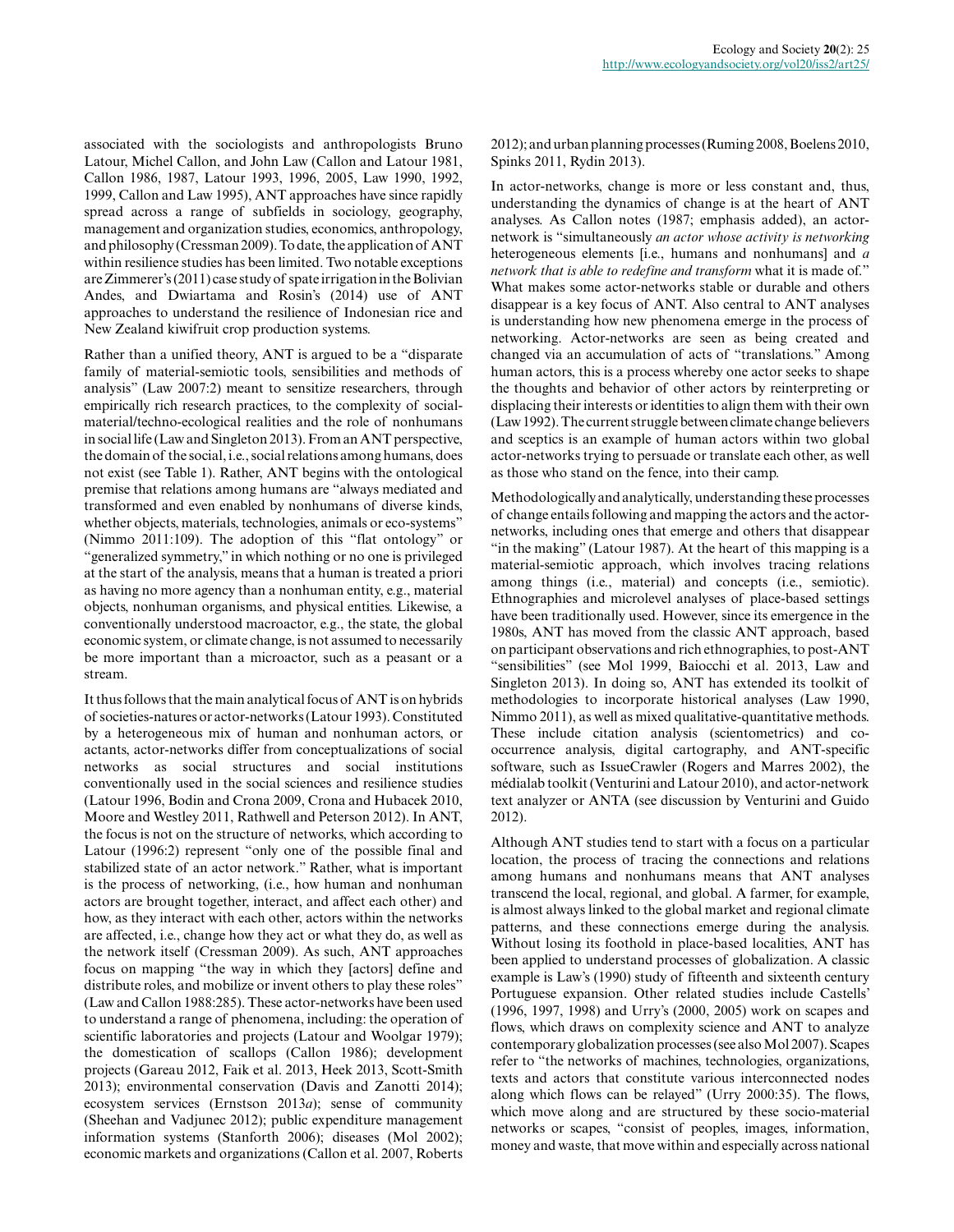associated with the sociologists and anthropologists Bruno Latour, Michel Callon, and John Law (Callon and Latour 1981, Callon 1986, 1987, Latour 1993, 1996, 2005, Law 1990, 1992, 1999, Callon and Law 1995), ANT approaches have since rapidly spread across a range of subfields in sociology, geography, management and organization studies, economics, anthropology, and philosophy (Cressman 2009). To date, the application of ANT within resilience studies has been limited. Two notable exceptions are Zimmerer's (2011) case study of spate irrigation in the Bolivian Andes, and Dwiartama and Rosin's (2014) use of ANT approaches to understand the resilience of Indonesian rice and New Zealand kiwifruit crop production systems.

Rather than a unified theory, ANT is argued to be a "disparate family of material-semiotic tools, sensibilities and methods of analysis" (Law 2007:2) meant to sensitize researchers, through empirically rich research practices, to the complexity of social-material/techno-ecological realities and the role of nonhumans in social life (Law and Singleton 2013). From an ANT perspective, the domain of the social, i.e., social relations among humans, does not exist (see Table 1). Rather, ANT begins with the ontological premise that relations among humans are "always mediated and transformed and even enabled by nonhumans of diverse kinds, whether objects, materials, technologies, animals or eco-systems" (Nimmo 2011:109). The adoption of this "flat ontology" or "generalized symmetry," in which nothing or no one is privileged at the start of the analysis, means that a human is treated a priori as having no more agency than a nonhuman entity, e.g., material objects, nonhuman organisms, and physical entities. Likewise, a conventionally understood macroactor, e.g., the state, the global economic system, or climate change, is not assumed to necessarily be more important than a microactor, such as a peasant or a stream.

It thus follows that the main analytical focus of ANT is on hybrids of societies-natures or actor-networks (Latour 1993). Constituted by a heterogeneous mix of human and nonhuman actors, or actants, actor-networks differ from conceptualizations of social networks as social structures and social institutions conventionally used in the social sciences and resilience studies (Latour 1996, Bodin and Crona 2009, Crona and Hubacek 2010, Moore and Westley 2011, Rathwell and Peterson 2012). In ANT, the focus is not on the structure of networks, which according to Latour (1996:2) represent "only one of the possible final and stabilized state of an actor network." Rather, what is important is the process of networking, (i.e., how human and nonhuman actors are brought together, interact, and affect each other) and how, as they interact with each other, actors within the networks are affected, i.e., change how they act or what they do, as well as the network itself (Cressman 2009). As such, ANT approaches focus on mapping "the way in which they [actors] define and distribute roles, and mobilize or invent others to play these roles" (Law and Callon 1988:285). These actor-networks have been used to understand a range of phenomena, including: the operation of scientific laboratories and projects (Latour and Woolgar 1979); the domestication of scallops (Callon 1986); development projects (Gareau 2012, Faik et al. 2013, Heek 2013, Scott-Smith 2013); environmental conservation (Davis and Zanotti 2014); ecosystem services (Ernstson 2013*a*); sense of community (Sheehan and Vadjunec 2012); public expenditure management information systems (Stanforth 2006); diseases (Mol 2002); economic markets and organizations (Callon et al. 2007, Roberts 2012); and urban planning processes (Ruming 2008, Boelens 2010, Spinks 2011, Rydin 2013).

In actor-networks, change is more or less constant and, thus, understanding the dynamics of change is at the heart of ANT analyses. As Callon notes (1987; emphasis added), an actor-network is "simultaneously *an actor whose activity is networking* heterogeneous elements [i.e., humans and nonhumans] and *a network that is able to redefine and transform* what it is made of." What makes some actor-networks stable or durable and others disappear is a key focus of ANT. Also central to ANT analyses is understanding how new phenomena emerge in the process of networking. Actor-networks are seen as being created and changed via an accumulation of acts of "translations." Among human actors, this is a process whereby one actor seeks to shape the thoughts and behavior of other actors by reinterpreting or displacing their interests or identities to align them with their own (Law 1992). The current struggle between climate change believers and sceptics is an example of human actors within two global actor-networks trying to persuade or translate each other, as well as those who stand on the fence, into their camp.

Methodologically and analytically, understanding these processes of change entails following and mapping the actors and the actor-networks, including ones that emerge and others that disappear "in the making" (Latour 1987). At the heart of this mapping is a material-semiotic approach, which involves tracing relations among things (i.e., material) and concepts (i.e., semiotic). Ethnographies and microlevel analyses of place-based settings have been traditionally used. However, since its emergence in the 1980s, ANT has moved from the classic ANT approach, based on participant observations and rich ethnographies, to post-ANT "sensibilities" (see Mol 1999, Baiocchi et al. 2013, Law and Singleton 2013). In doing so, ANT has extended its toolkit of methodologies to incorporate historical analyses (Law 1990, Nimmo 2011), as well as mixed qualitative-quantitative methods. These include citation analysis (scientometrics) and co-occurrence analysis, digital cartography, and ANT-specific software, such as IssueCrawler (Rogers and Marres 2002), the médialab toolkit (Venturini and Latour 2010), and actor-network text analyzer or ANTA (see discussion by Venturini and Guido 2012).

Although ANT studies tend to start with a focus on a particular location, the process of tracing the connections and relations among humans and nonhumans means that ANT analyses transcend the local, regional, and global. A farmer, for example, is almost always linked to the global market and regional climate patterns, and these connections emerge during the analysis. Without losing its foothold in place-based localities, ANT has been applied to understand processes of globalization. A classic example is Law's (1990) study of fifteenth and sixteenth century Portuguese expansion. Other related studies include Castells' (1996, 1997, 1998) and Urry's (2000, 2005) work on scapes and flows, which draws on complexity science and ANT to analyze contemporary globalization processes (see also Mol 2007). Scapes refer to "the networks of machines, technologies, organizations, texts and actors that constitute various interconnected nodes along which flows can be relayed" (Urry 2000:35). The flows, which move along and are structured by these socio-material networks or scapes, "consist of peoples, images, information, money and waste, that move within and especially across national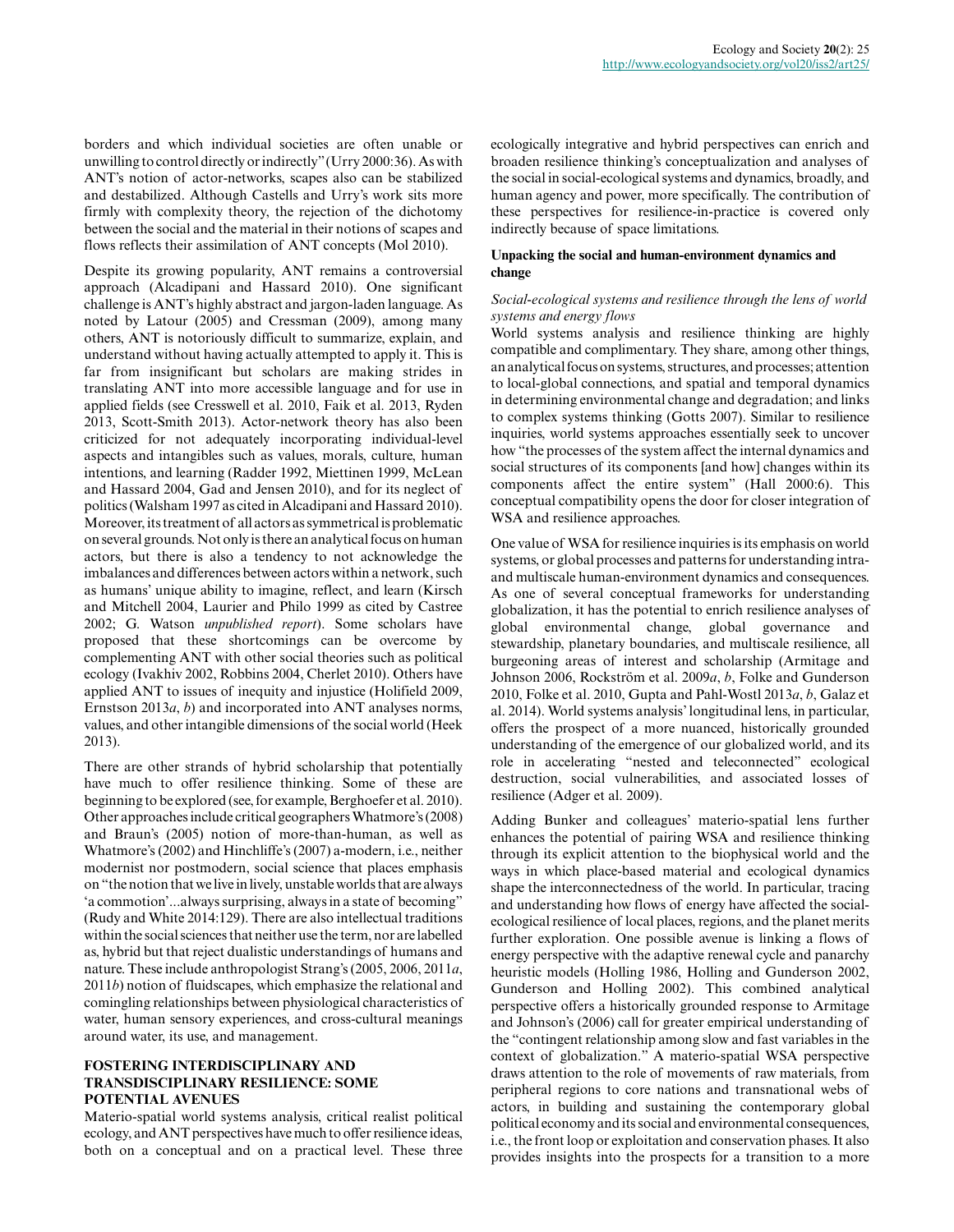borders and which individual societies are often unable or unwilling to control directly or indirectly" (Urry 2000:36). As with ANT's notion of actor-networks, scapes also can be stabilized and destabilized. Although Castells and Urry's work sits more firmly with complexity theory, the rejection of the dichotomy between the social and the material in their notions of scapes and flows reflects their assimilation of ANT concepts (Mol 2010).

Despite its growing popularity, ANT remains a controversial approach (Alcadipani and Hassard 2010). One significant challenge is ANT's highly abstract and jargon-laden language. As noted by Latour (2005) and Cressman (2009), among many others, ANT is notoriously difficult to summarize, explain, and understand without having actually attempted to apply it. This is far from insignificant but scholars are making strides in translating ANT into more accessible language and for use in applied fields (see Cresswell et al. 2010, Faik et al. 2013, Ryden 2013, Scott-Smith 2013). Actor-network theory has also been criticized for not adequately incorporating individual-level aspects and intangibles such as values, morals, culture, human intentions, and learning (Radder 1992, Miettinen 1999, McLean and Hassard 2004, Gad and Jensen 2010), and for its neglect of politics (Walsham 1997 as cited in Alcadipani and Hassard 2010). Moreover, its treatment of all actors as symmetrical is problematic on several grounds. Not only is there an analytical focus on human actors, but there is also a tendency to not acknowledge the imbalances and differences between actors within a network, such as humans' unique ability to imagine, reflect, and learn (Kirsch and Mitchell 2004, Laurier and Philo 1999 as cited by Castree 2002; G. Watson *unpublished report*). Some scholars have proposed that these shortcomings can be overcome by complementing ANT with other social theories such as political ecology (Ivakhiv 2002, Robbins 2004, Cherlet 2010). Others have applied ANT to issues of inequity and injustice (Holifield 2009, Ernstson 2013*a*, *b*) and incorporated into ANT analyses norms, values, and other intangible dimensions of the social world (Heek 2013).

There are other strands of hybrid scholarship that potentially have much to offer resilience thinking. Some of these are beginning to be explored (see, for example, Berghoefer et al. 2010). Other approaches include critical geographers Whatmore's (2008) and Braun's (2005) notion of more-than-human, as well as Whatmore's (2002) and Hinchliffe's (2007) a-modern, i.e., neither modernist nor postmodern, social science that places emphasis on "the notion that we live in lively, unstable worlds that are always 'a commotion'...always surprising, always in a state of becoming" (Rudy and White 2014:129). There are also intellectual traditions within the social sciences that neither use the term, nor are labelled as, hybrid but that reject dualistic understandings of humans and nature. These include anthropologist Strang's (2005, 2006, 2011*a*, 2011*b*) notion of fluidscapes, which emphasize the relational and comingling relationships between physiological characteristics of water, human sensory experiences, and cross-cultural meanings around water, its use, and management.

## FOSTERING INTERDISCIPLINARY AND TRANSDISCIPLINARY RESILIENCE: SOME POTENTIAL AVENUES

Materio-spatial world systems analysis, critical realist political ecology, and ANT perspectives have much to offer resilience ideas, both on a conceptual and on a practical level. These three ecologically integrative and hybrid perspectives can enrich and broaden resilience thinking's conceptualization and analyses of the social in social-ecological systems and dynamics, broadly, and human agency and power, more specifically. The contribution of these perspectives for resilience-in-practice is covered only indirectly because of space limitations.

### Unpacking the social and human-environment dynamics and change

#### *Social-ecological systems and resilience through the lens of world systems and energy flows*

World systems analysis and resilience thinking are highly compatible and complimentary. They share, among other things, an analytical focus on systems, structures, and processes; attention to local-global connections, and spatial and temporal dynamics in determining environmental change and degradation; and links to complex systems thinking (Gotts 2007). Similar to resilience inquiries, world systems approaches essentially seek to uncover how "the processes of the system affect the internal dynamics and social structures of its components [and how] changes within its components affect the entire system" (Hall 2000:6). This conceptual compatibility opens the door for closer integration of WSA and resilience approaches.

One value of WSA for resilience inquiries is its emphasis on world systems, or global processes and patterns for understanding intra- and multiscale human-environment dynamics and consequences. As one of several conceptual frameworks for understanding globalization, it has the potential to enrich resilience analyses of global environmental change, global governance and stewardship, planetary boundaries, and multiscale resilience, all burgeoning areas of interest and scholarship (Armitage and Johnson 2006, Rockström et al. 2009*a*, *b*, Folke and Gunderson 2010, Folke et al. 2010, Gupta and Pahl-Wostl 2013*a*, *b*, Galaz et al. 2014). World systems analysis' longitudinal lens, in particular, offers the prospect of a more nuanced, historically grounded understanding of the emergence of our globalized world, and its role in accelerating "nested and teleconnected" ecological destruction, social vulnerabilities, and associated losses of resilience (Adger et al. 2009).

Adding Bunker and colleagues' materio-spatial lens further enhances the potential of pairing WSA and resilience thinking through its explicit attention to the biophysical world and the ways in which place-based material and ecological dynamics shape the interconnectedness of the world. In particular, tracing and understanding how flows of energy have affected the social-ecological resilience of local places, regions, and the planet merits further exploration. One possible avenue is linking a flows of energy perspective with the adaptive renewal cycle and panarchy heuristic models (Holling 1986, Holling and Gunderson 2002, Gunderson and Holling 2002). This combined analytical perspective offers a historically grounded response to Armitage and Johnson's (2006) call for greater empirical understanding of the "contingent relationship among slow and fast variables in the context of globalization." A materio-spatial WSA perspective draws attention to the role of movements of raw materials, from peripheral regions to core nations and transnational webs of actors, in building and sustaining the contemporary global political economy and its social and environmental consequences, i.e., the front loop or exploitation and conservation phases. It also provides insights into the prospects for a transition to a more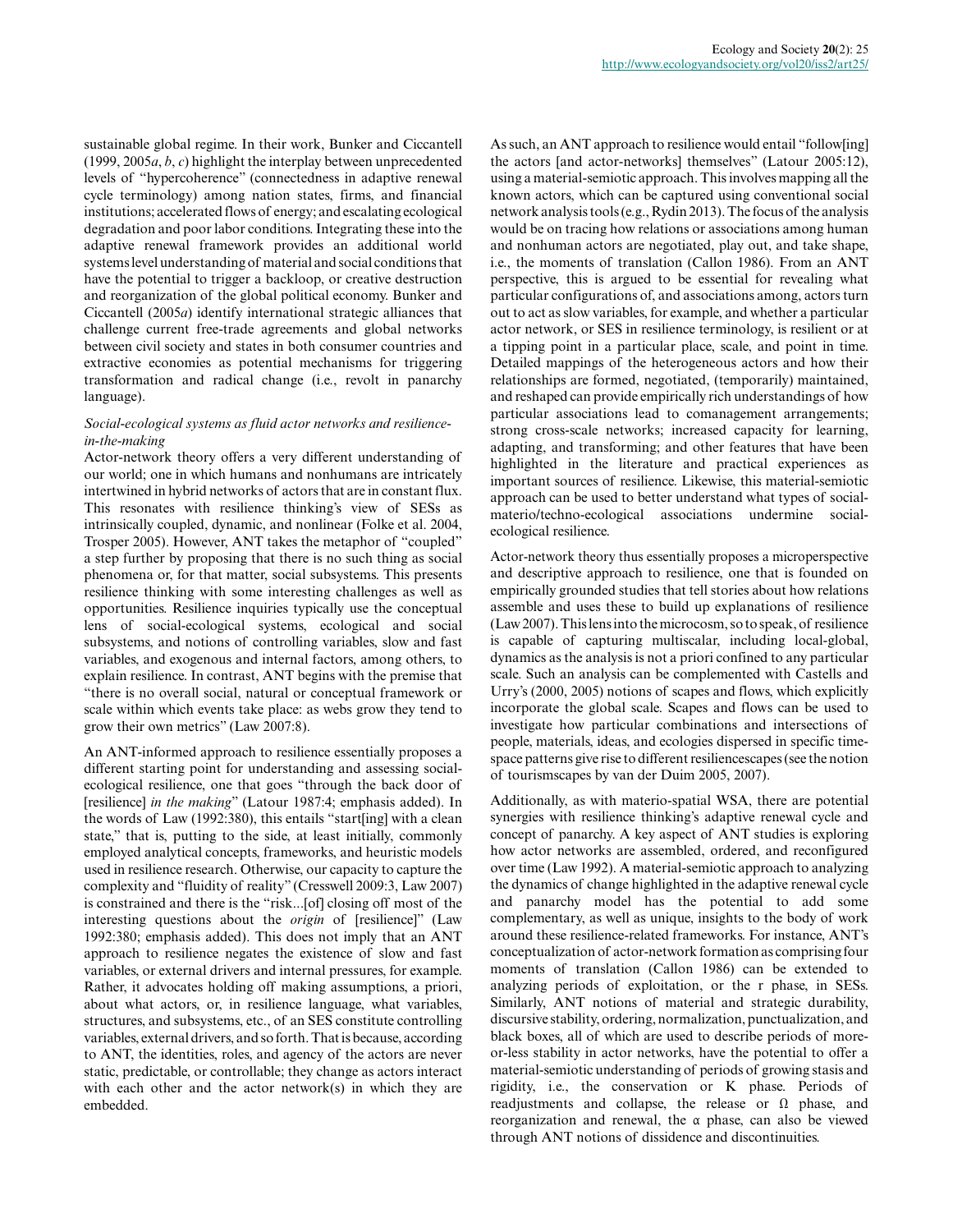sustainable global regime. In their work, Bunker and Ciccantell (1999, 2005*a*, *b*, *c*) highlight the interplay between unprecedented levels of "hypercoherence" (connectedness in adaptive renewal cycle terminology) among nation states, firms, and financial institutions; accelerated flows of energy; and escalating ecological degradation and poor labor conditions. Integrating these into the adaptive renewal framework provides an additional world systems level understanding of material and social conditions that have the potential to trigger a backloop, or creative destruction and reorganization of the global political economy. Bunker and Ciccantell (2005*a*) identify international strategic alliances that challenge current free-trade agreements and global networks between civil society and states in both consumer countries and extractive economies as potential mechanisms for triggering transformation and radical change (i.e., revolt in panarchy language).

### *Social-ecological systems as fluid actor networks and resilience-in-the-making*

Actor-network theory offers a very different understanding of our world; one in which humans and nonhumans are intricately intertwined in hybrid networks of actors that are in constant flux. This resonates with resilience thinking's view of SESs as intrinsically coupled, dynamic, and nonlinear (Folke et al. 2004, Trosper 2005). However, ANT takes the metaphor of "coupled" a step further by proposing that there is no such thing as social phenomena or, for that matter, social subsystems. This presents resilience thinking with some interesting challenges as well as opportunities. Resilience inquiries typically use the conceptual lens of social-ecological systems, ecological and social subsystems, and notions of controlling variables, slow and fast variables, and exogenous and internal factors, among others, to explain resilience. In contrast, ANT begins with the premise that "there is no overall social, natural or conceptual framework or scale within which events take place: as webs grow they tend to grow their own metrics" (Law 2007:8).

An ANT-informed approach to resilience essentially proposes a different starting point for understanding and assessing social-ecological resilience, one that goes "through the back door of [resilience] *in the making*" (Latour 1987:4; emphasis added). In the words of Law (1992:380), this entails "start[ing] with a clean state," that is, putting to the side, at least initially, commonly employed analytical concepts, frameworks, and heuristic models used in resilience research. Otherwise, our capacity to capture the complexity and "fluidity of reality" (Cresswell 2009:3, Law 2007) is constrained and there is the "risk...[of] closing off most of the interesting questions about the *origin* of [resilience]" (Law 1992:380; emphasis added). This does not imply that an ANT approach to resilience negates the existence of slow and fast variables, or external drivers and internal pressures, for example. Rather, it advocates holding off making assumptions, a priori, about what actors, or, in resilience language, what variables, structures, and subsystems, etc., of an SES constitute controlling variables, external drivers, and so forth. That is because, according to ANT, the identities, roles, and agency of the actors are never static, predictable, or controllable; they change as actors interact with each other and the actor network(s) in which they are embedded.

As such, an ANT approach to resilience would entail "follow[ing] the actors [and actor-networks] themselves" (Latour 2005:12), using a material-semiotic approach. This involves mapping all the known actors, which can be captured using conventional social network analysis tools (e.g., Rydin 2013). The focus of the analysis would be on tracing how relations or associations among human and nonhuman actors are negotiated, play out, and take shape, i.e., the moments of translation (Callon 1986). From an ANT perspective, this is argued to be essential for revealing what particular configurations of, and associations among, actors turn out to act as slow variables, for example, and whether a particular actor network, or SES in resilience terminology, is resilient or at a tipping point in a particular place, scale, and point in time. Detailed mappings of the heterogeneous actors and how their relationships are formed, negotiated, (temporarily) maintained, and reshaped can provide empirically rich understandings of how particular associations lead to comanagement arrangements; strong cross-scale networks; increased capacity for learning, adapting, and transforming; and other features that have been highlighted in the literature and practical experiences as important sources of resilience. Likewise, this material-semiotic approach can be used to better understand what types of social-materio/techno-ecological associations undermine social-ecological resilience.

Actor-network theory thus essentially proposes a microperspective and descriptive approach to resilience, one that is founded on empirically grounded studies that tell stories about how relations assemble and uses these to build up explanations of resilience (Law 2007). This lens into the microcosm, so to speak, of resilience is capable of capturing multiscalar, including local-global, dynamics as the analysis is not a priori confined to any particular scale. Such an analysis can be complemented with Castells and Urry's (2000, 2005) notions of scapes and flows, which explicitly incorporate the global scale. Scapes and flows can be used to investigate how particular combinations and intersections of people, materials, ideas, and ecologies dispersed in specific time-space patterns give rise to different resiliencescapes (see the notion of tourismscapes by van der Duim 2005, 2007).

Additionally, as with materio-spatial WSA, there are potential synergies with resilience thinking's adaptive renewal cycle and concept of panarchy. A key aspect of ANT studies is exploring how actor networks are assembled, ordered, and reconfigured over time (Law 1992). A material-semiotic approach to analyzing the dynamics of change highlighted in the adaptive renewal cycle and panarchy model has the potential to add some complementary, as well as unique, insights to the body of work around these resilience-related frameworks. For instance, ANT's conceptualization of actor-network formation as comprising four moments of translation (Callon 1986) can be extended to analyzing periods of exploitation, or the r phase, in SESs. Similarly, ANT notions of material and strategic durability, discursive stability, ordering, normalization, punctualization, and black boxes, all of which are used to describe periods of more-or-less stability in actor networks, have the potential to offer a material-semiotic understanding of periods of growing stasis and rigidity, i.e., the conservation or K phase. Periods of readjustments and collapse, the release or Ω phase, and reorganization and renewal, the α phase, can also be viewed through ANT notions of dissidence and discontinuities.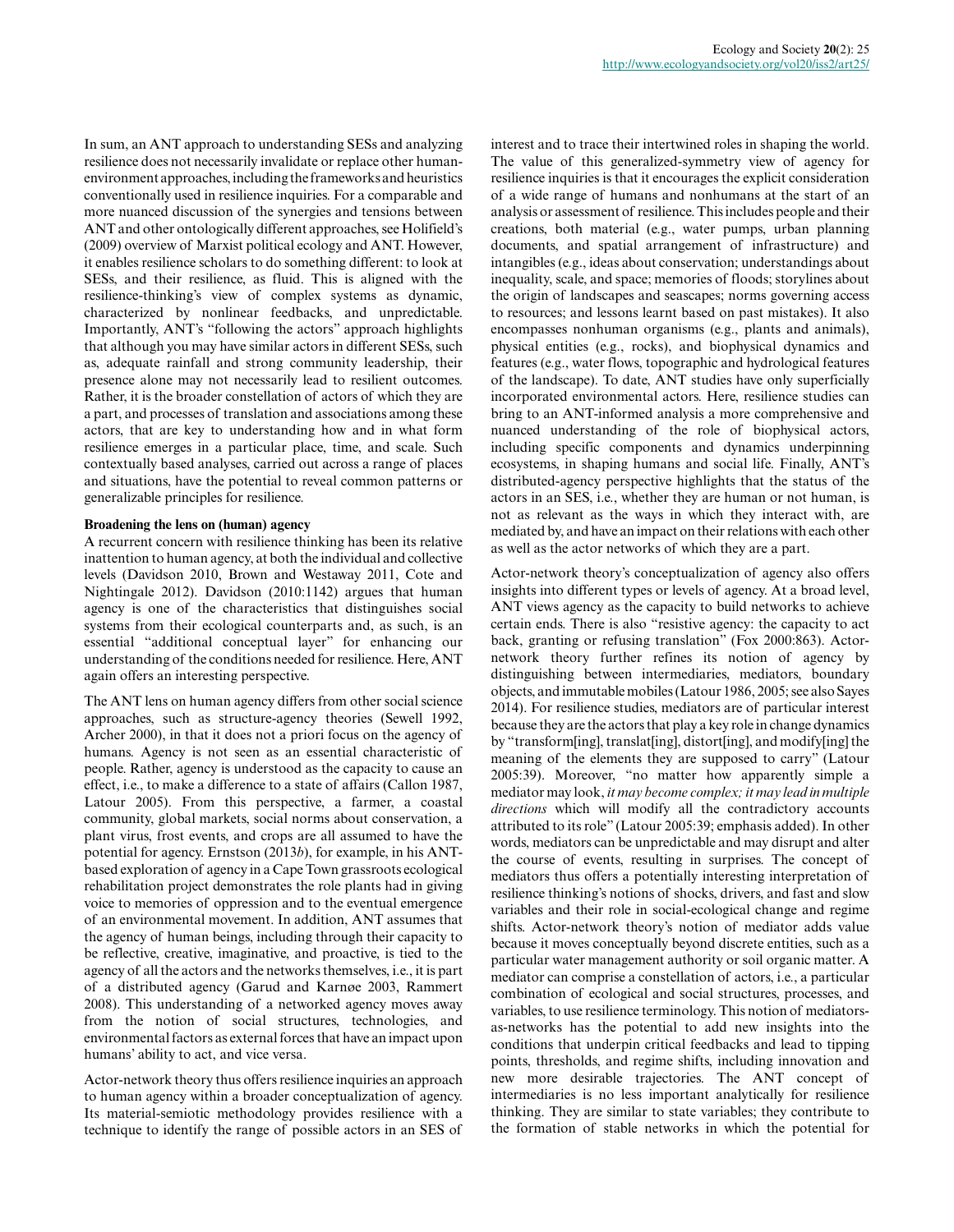In sum, an ANT approach to understanding SESs and analyzing resilience does not necessarily invalidate or replace other human-environment approaches, including the frameworks and heuristics conventionally used in resilience inquiries. For a comparable and more nuanced discussion of the synergies and tensions between ANT and other ontologically different approaches, see Holifield's (2009) overview of Marxist political ecology and ANT. However, it enables resilience scholars to do something different: to look at SESs, and their resilience, as fluid. This is aligned with the resilience-thinking's view of complex systems as dynamic, characterized by nonlinear feedbacks, and unpredictable. Importantly, ANT's "following the actors" approach highlights that although you may have similar actors in different SESs, such as, adequate rainfall and strong community leadership, their presence alone may not necessarily lead to resilient outcomes. Rather, it is the broader constellation of actors of which they are a part, and processes of translation and associations among these actors, that are key to understanding how and in what form resilience emerges in a particular place, time, and scale. Such contextually based analyses, carried out across a range of places and situations, have the potential to reveal common patterns or generalizable principles for resilience.

### Broadening the lens on (human) agency

A recurrent concern with resilience thinking has been its relative inattention to human agency, at both the individual and collective levels (Davidson 2010, Brown and Westaway 2011, Cote and Nightingale 2012). Davidson (2010:1142) argues that human agency is one of the characteristics that distinguishes social systems from their ecological counterparts and, as such, is an essential "additional conceptual layer" for enhancing our understanding of the conditions needed for resilience. Here, ANT again offers an interesting perspective.

The ANT lens on human agency differs from other social science approaches, such as structure-agency theories (Sewell 1992, Archer 2000), in that it does not a priori focus on the agency of humans. Agency is not seen as an essential characteristic of people. Rather, agency is understood as the capacity to cause an effect, i.e., to make a difference to a state of affairs (Callon 1987, Latour 2005). From this perspective, a farmer, a coastal community, global markets, social norms about conservation, a plant virus, frost events, and crops are all assumed to have the potential for agency. Ernstson (2013*b*), for example, in his ANT-based exploration of agency in a Cape Town grassroots ecological rehabilitation project demonstrates the role plants had in giving voice to memories of oppression and to the eventual emergence of an environmental movement. In addition, ANT assumes that the agency of human beings, including through their capacity to be reflective, creative, imaginative, and proactive, is tied to the agency of all the actors and the networks themselves, i.e., it is part of a distributed agency (Garud and Karnøe 2003, Rammert 2008). This understanding of a networked agency moves away from the notion of social structures, technologies, and environmental factors as external forces that have an impact upon humans' ability to act, and vice versa.

Actor-network theory thus offers resilience inquiries an approach to human agency within a broader conceptualization of agency. Its material-semiotic methodology provides resilience with a technique to identify the range of possible actors in an SES of interest and to trace their intertwined roles in shaping the world. The value of this generalized-symmetry view of agency for resilience inquiries is that it encourages the explicit consideration of a wide range of humans and nonhumans at the start of an analysis or assessment of resilience. This includes people and their creations, both material (e.g., water pumps, urban planning documents, and spatial arrangement of infrastructure) and intangibles (e.g., ideas about conservation; understandings about inequality, scale, and space; memories of floods; storylines about the origin of landscapes and seascapes; norms governing access to resources; and lessons learnt based on past mistakes). It also encompasses nonhuman organisms (e.g., plants and animals), physical entities (e.g., rocks), and biophysical dynamics and features (e.g., water flows, topographic and hydrological features of the landscape). To date, ANT studies have only superficially incorporated environmental actors. Here, resilience studies can bring to an ANT-informed analysis a more comprehensive and nuanced understanding of the role of biophysical actors, including specific components and dynamics underpinning ecosystems, in shaping humans and social life. Finally, ANT's distributed-agency perspective highlights that the status of the actors in an SES, i.e., whether they are human or not human, is not as relevant as the ways in which they interact with, are mediated by, and have an impact on their relations with each other as well as the actor networks of which they are a part.

Actor-network theory's conceptualization of agency also offers insights into different types or levels of agency. At a broad level, ANT views agency as the capacity to build networks to achieve certain ends. There is also "resistive agency: the capacity to act back, granting or refusing translation" (Fox 2000:863). Actor-network theory further refines its notion of agency by distinguishing between intermediaries, mediators, boundary objects, and immutable mobiles (Latour 1986, 2005; see also Sayes 2014). For resilience studies, mediators are of particular interest because they are the actors that play a key role in change dynamics by "transform[ing], translat[ing], distort[ing], and modify[ing] the meaning of the elements they are supposed to carry" (Latour 2005:39). Moreover, "no matter how apparently simple a mediator may look, *it may become complex; it may lead in multiple directions* which will modify all the contradictory accounts attributed to its role" (Latour 2005:39; emphasis added). In other words, mediators can be unpredictable and may disrupt and alter the course of events, resulting in surprises. The concept of mediators thus offers a potentially interesting interpretation of resilience thinking's notions of shocks, drivers, and fast and slow variables and their role in social-ecological change and regime shifts. Actor-network theory's notion of mediator adds value because it moves conceptually beyond discrete entities, such as a particular water management authority or soil organic matter. A mediator can comprise a constellation of actors, i.e., a particular combination of ecological and social structures, processes, and variables, to use resilience terminology. This notion of mediators-as-networks has the potential to add new insights into the conditions that underpin critical feedbacks and lead to tipping points, thresholds, and regime shifts, including innovation and new more desirable trajectories. The ANT concept of intermediaries is no less important analytically for resilience thinking. They are similar to state variables; they contribute to the formation of stable networks in which the potential for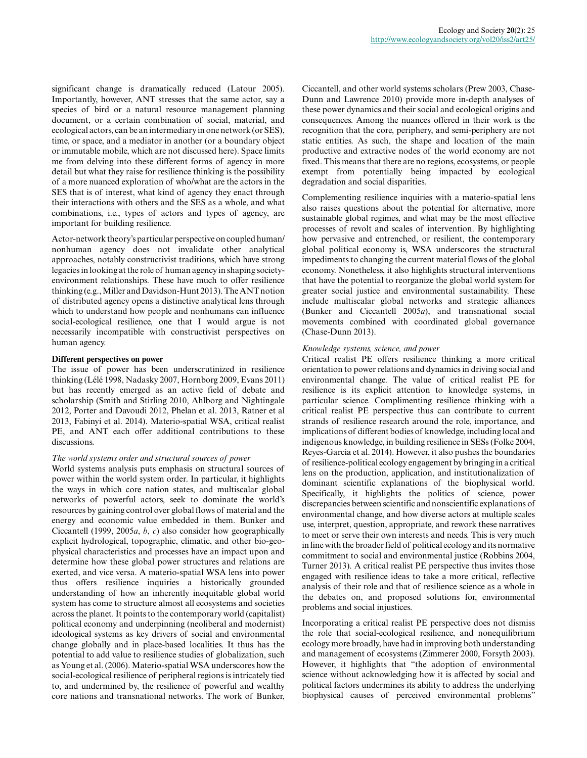significant change is dramatically reduced (Latour 2005). Importantly, however, ANT stresses that the same actor, say a species of bird or a natural resource management planning document, or a certain combination of social, material, and ecological actors, can be an intermediary in one network (or SES), time, or space, and a mediator in another (or a boundary object or immutable mobile, which are not discussed here). Space limits me from delving into these different forms of agency in more detail but what they raise for resilience thinking is the possibility of a more nuanced exploration of who/what are the actors in the SES that is of interest, what kind of agency they enact through their interactions with others and the SES as a whole, and what combinations, i.e., types of actors and types of agency, are important for building resilience.

Actor-network theory's particular perspective on coupled human/nonhuman agency does not invalidate other analytical approaches, notably constructivist traditions, which have strong legacies in looking at the role of human agency in shaping society-environment relationships. These have much to offer resilience thinking (e.g., Miller and Davidson-Hunt 2013). The ANT notion of distributed agency opens a distinctive analytical lens through which to understand how people and nonhumans can influence social-ecological resilience, one that I would argue is not necessarily incompatible with constructivist perspectives on human agency.

**Different perspectives on power**

The issue of power has been underscrutinized in resilience thinking (Lélé 1998, Nadasky 2007, Hornborg 2009, Evans 2011) but has recently emerged as an active field of debate and scholarship (Smith and Stirling 2010, Ahlborg and Nightingale 2012, Porter and Davoudi 2012, Phelan et al. 2013, Ratner et al 2013, Fabinyi et al. 2014). Materio-spatial WSA, critical realist PE, and ANT each offer additional contributions to these discussions.

*The world systems order and structural sources of power*

World systems analysis puts emphasis on structural sources of power within the world system order. In particular, it highlights the ways in which core nation states, and multiscalar global networks of powerful actors, seek to dominate the world's resources by gaining control over global flows of material and the energy and economic value embedded in them. Bunker and Ciccantell (1999, 2005*a*, *b*, *c*) also consider how geographically explicit hydrological, topographic, climatic, and other bio-geo-physical characteristics and processes have an impact upon and determine how these global power structures and relations are exerted, and vice versa. A materio-spatial WSA lens into power thus offers resilience inquiries a historically grounded understanding of how an inherently inequitable global world system has come to structure almost all ecosystems and societies across the planet. It points to the contemporary world (capitalist) political economy and underpinning (neoliberal and modernist) ideological systems as key drivers of social and environmental change globally and in place-based localities. It thus has the potential to add value to resilience studies of globalization, such as Young et al. (2006). Materio-spatial WSA underscores how the social-ecological resilience of peripheral regions is intricately tied to, and undermined by, the resilience of powerful and wealthy core nations and transnational networks. The work of Bunker, Ciccantell, and other world systems scholars (Prew 2003, Chase-Dunn and Lawrence 2010) provide more in-depth analyses of these power dynamics and their social and ecological origins and consequences. Among the nuances offered in their work is the recognition that the core, periphery, and semi-periphery are not static entities. As such, the shape and location of the main productive and extractive nodes of the world economy are not fixed. This means that there are no regions, ecosystems, or people exempt from potentially being impacted by ecological degradation and social disparities.

Complementing resilience inquiries with a materio-spatial lens also raises questions about the potential for alternative, more sustainable global regimes, and what may be the most effective processes of revolt and scales of intervention. By highlighting how pervasive and entrenched, or resilient, the contemporary global political economy is, WSA underscores the structural impediments to changing the current material flows of the global economy. Nonetheless, it also highlights structural interventions that have the potential to reorganize the global world system for greater social justice and environmental sustainability. These include multiscalar global networks and strategic alliances (Bunker and Ciccantell 2005*a*), and transnational social movements combined with coordinated global governance (Chase-Dunn 2013).

*Knowledge systems, science, and power*

Critical realist PE offers resilience thinking a more critical orientation to power relations and dynamics in driving social and environmental change. The value of critical realist PE for resilience is its explicit attention to knowledge systems, in particular science. Complimenting resilience thinking with a critical realist PE perspective thus can contribute to current strands of resilience research around the role, importance, and implications of different bodies of knowledge, including local and indigenous knowledge, in building resilience in SESs (Folke 2004, Reyes-García et al. 2014). However, it also pushes the boundaries of resilience-political ecology engagement by bringing in a critical lens on the production, application, and institutionalization of dominant scientific explanations of the biophysical world. Specifically, it highlights the politics of science, power discrepancies between scientific and nonscientific explanations of environmental change, and how diverse actors at multiple scales use, interpret, question, appropriate, and rework these narratives to meet or serve their own interests and needs. This is very much in line with the broader field of political ecology and its normative commitment to social and environmental justice (Robbins 2004, Turner 2013). A critical realist PE perspective thus invites those engaged with resilience ideas to take a more critical, reflective analysis of their role and that of resilience science as a whole in the debates on, and proposed solutions for, environmental problems and social injustices.

Incorporating a critical realist PE perspective does not dismiss the role that social-ecological resilience, and nonequilibrium ecology more broadly, have had in improving both understanding and management of ecosystems (Zimmerer 2000, Forsyth 2003). However, it highlights that "the adoption of environmental science without acknowledging how it is affected by social and political factors undermines its ability to address the underlying biophysical causes of perceived environmental problems"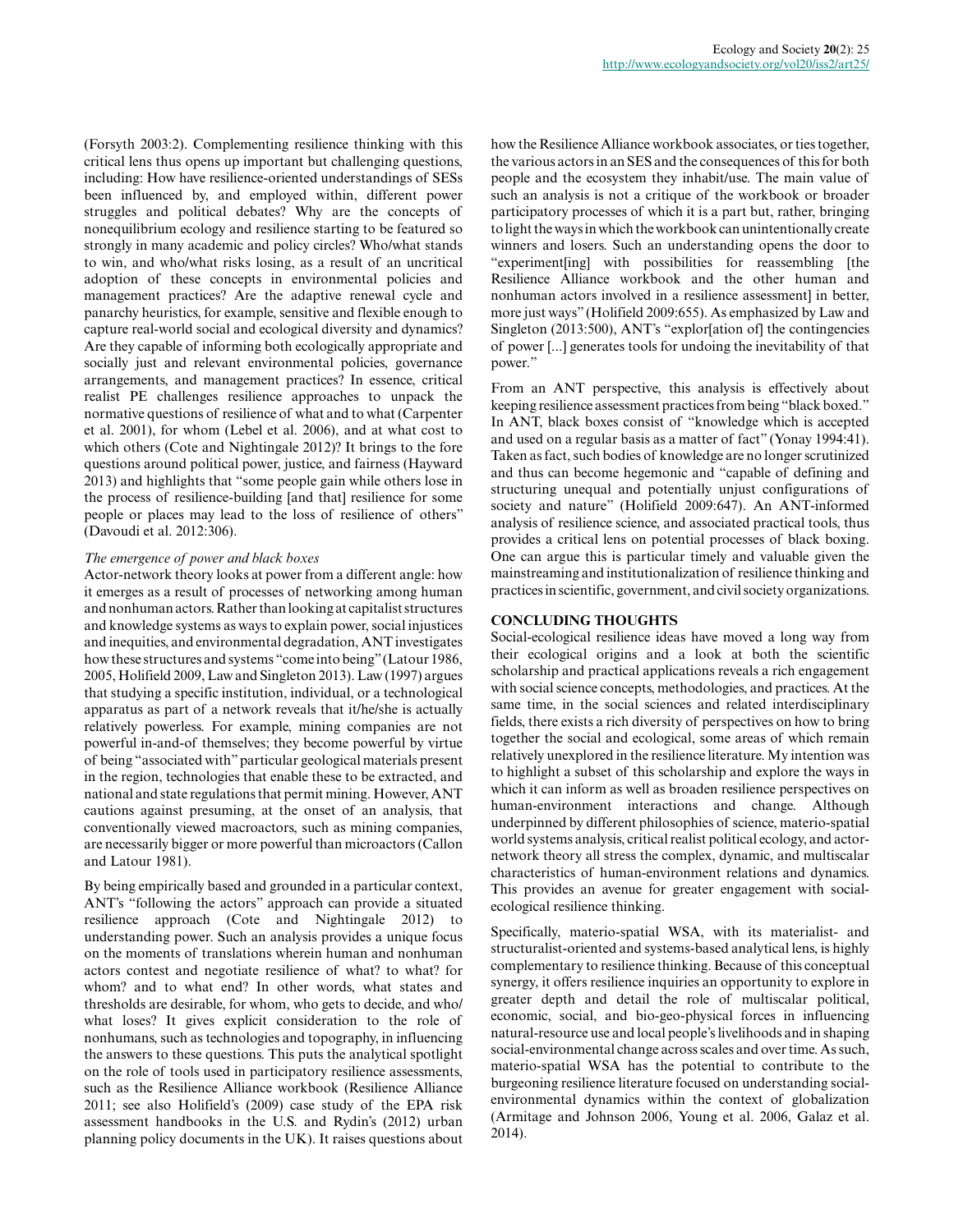(Forsyth 2003:2). Complementing resilience thinking with this critical lens thus opens up important but challenging questions, including: How have resilience-oriented understandings of SESs been influenced by, and employed within, different power struggles and political debates? Why are the concepts of nonequilibrium ecology and resilience starting to be featured so strongly in many academic and policy circles? Who/what stands to win, and who/what risks losing, as a result of an uncritical adoption of these concepts in environmental policies and management practices? Are the adaptive renewal cycle and panarchy heuristics, for example, sensitive and flexible enough to capture real-world social and ecological diversity and dynamics? Are they capable of informing both ecologically appropriate and socially just and relevant environmental policies, governance arrangements, and management practices? In essence, critical realist PE challenges resilience approaches to unpack the normative questions of resilience of what and to what (Carpenter et al. 2001), for whom (Lebel et al. 2006), and at what cost to which others (Cote and Nightingale 2012)? It brings to the fore questions around political power, justice, and fairness (Hayward 2013) and highlights that "some people gain while others lose in the process of resilience-building [and that] resilience for some people or places may lead to the loss of resilience of others" (Davoudi et al. 2012:306).

*The emergence of power and black boxes*

Actor-network theory looks at power from a different angle: how it emerges as a result of processes of networking among human and nonhuman actors. Rather than looking at capitalist structures and knowledge systems as ways to explain power, social injustices and inequities, and environmental degradation, ANT investigates how these structures and systems "come into being" (Latour 1986, 2005, Holifield 2009, Law and Singleton 2013). Law (1997) argues that studying a specific institution, individual, or a technological apparatus as part of a network reveals that it/he/she is actually relatively powerless. For example, mining companies are not powerful in-and-of themselves; they become powerful by virtue of being "associated with" particular geological materials present in the region, technologies that enable these to be extracted, and national and state regulations that permit mining. However, ANT cautions against presuming, at the onset of an analysis, that conventionally viewed macroactors, such as mining companies, are necessarily bigger or more powerful than microactors (Callon and Latour 1981).

By being empirically based and grounded in a particular context, ANT's "following the actors" approach can provide a situated resilience approach (Cote and Nightingale 2012) to understanding power. Such an analysis provides a unique focus on the moments of translations wherein human and nonhuman actors contest and negotiate resilience of what? to what? for whom? and to what end? In other words, what states and thresholds are desirable, for whom, who gets to decide, and who/what loses? It gives explicit consideration to the role of nonhumans, such as technologies and topography, in influencing the answers to these questions. This puts the analytical spotlight on the role of tools used in participatory resilience assessments, such as the Resilience Alliance workbook (Resilience Alliance 2011; see also Holifield's (2009) case study of the EPA risk assessment handbooks in the U.S. and Rydin's (2012) urban planning policy documents in the UK). It raises questions about how the Resilience Alliance workbook associates, or ties together, the various actors in an SES and the consequences of this for both people and the ecosystem they inhabit/use. The main value of such an analysis is not a critique of the workbook or broader participatory processes of which it is a part but, rather, bringing to light the ways in which the workbook can unintentionally create winners and losers. Such an understanding opens the door to "experiment[ing] with possibilities for reassembling [the Resilience Alliance workbook and the other human and nonhuman actors involved in a resilience assessment] in better, more just ways" (Holifield 2009:655). As emphasized by Law and Singleton (2013:500), ANT's "explor[ation of] the contingencies of power [...] generates tools for undoing the inevitability of that power."

From an ANT perspective, this analysis is effectively about keeping resilience assessment practices from being "black boxed." In ANT, black boxes consist of "knowledge which is accepted and used on a regular basis as a matter of fact" (Yonay 1994:41). Taken as fact, such bodies of knowledge are no longer scrutinized and thus can become hegemonic and "capable of defining and structuring unequal and potentially unjust configurations of society and nature" (Holifield 2009:647). An ANT-informed analysis of resilience science, and associated practical tools, thus provides a critical lens on potential processes of black boxing. One can argue this is particular timely and valuable given the mainstreaming and institutionalization of resilience thinking and practices in scientific, government, and civil society organizations.

## CONCLUDING THOUGHTS

Social-ecological resilience ideas have moved a long way from their ecological origins and a look at both the scientific scholarship and practical applications reveals a rich engagement with social science concepts, methodologies, and practices. At the same time, in the social sciences and related interdisciplinary fields, there exists a rich diversity of perspectives on how to bring together the social and ecological, some areas of which remain relatively unexplored in the resilience literature. My intention was to highlight a subset of this scholarship and explore the ways in which it can inform as well as broaden resilience perspectives on human-environment interactions and change. Although underpinned by different philosophies of science, materio-spatial world systems analysis, critical realist political ecology, and actor-network theory all stress the complex, dynamic, and multiscalar characteristics of human-environment relations and dynamics. This provides an avenue for greater engagement with social-ecological resilience thinking.

Specifically, materio-spatial WSA, with its materialist- and structuralist-oriented and systems-based analytical lens, is highly complementary to resilience thinking. Because of this conceptual synergy, it offers resilience inquiries an opportunity to explore in greater depth and detail the role of multiscalar political, economic, social, and bio-geo-physical forces in influencing natural-resource use and local people's livelihoods and in shaping social-environmental change across scales and over time. As such, materio-spatial WSA has the potential to contribute to the burgeoning resilience literature focused on understanding social-environmental dynamics within the context of globalization (Armitage and Johnson 2006, Young et al. 2006, Galaz et al. 2014).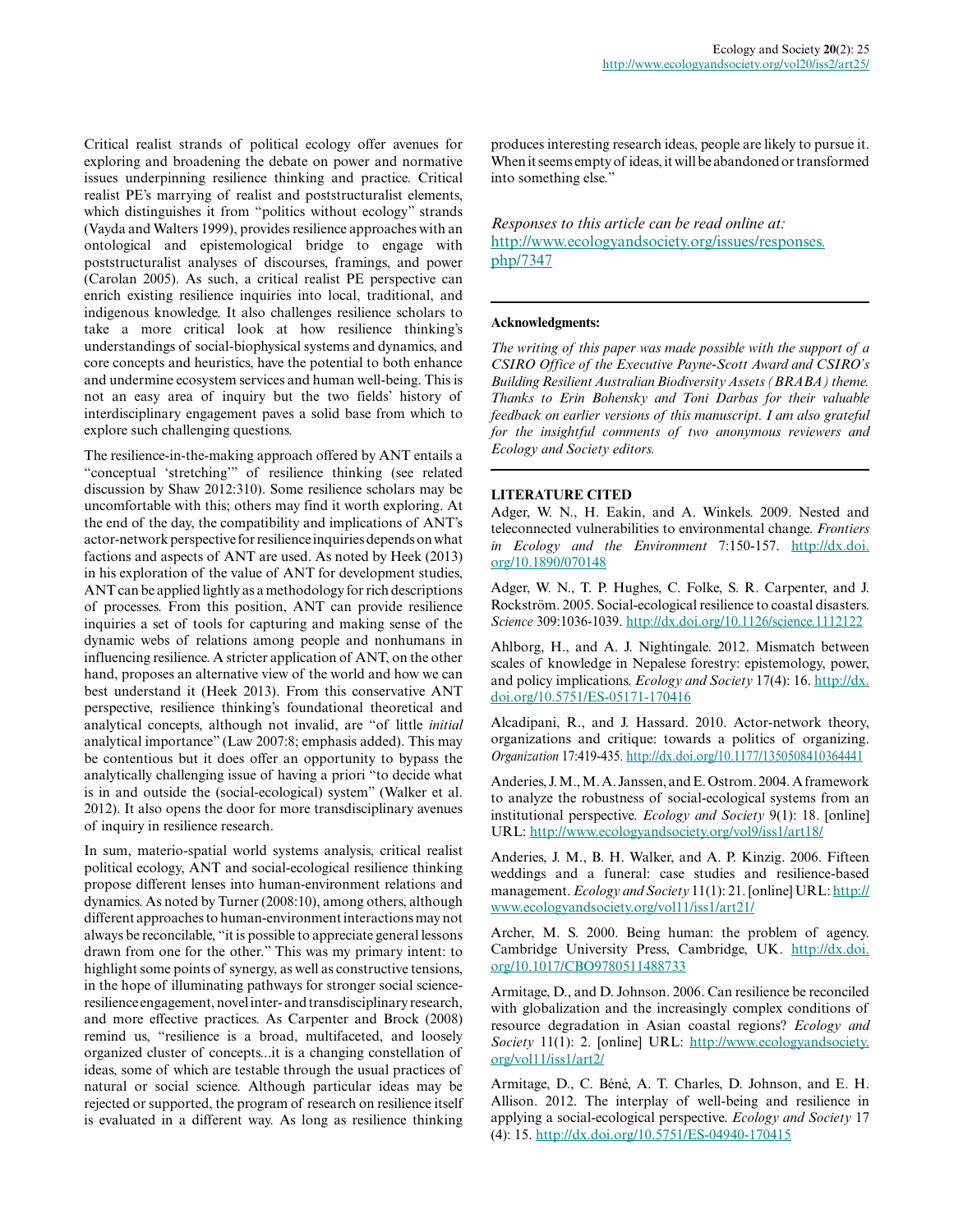Critical realist strands of political ecology offer avenues for exploring and broadening the debate on power and normative issues underpinning resilience thinking and practice. Critical realist PE's marrying of realist and poststructuralist elements, which distinguishes it from "politics without ecology" strands (Vayda and Walters 1999), provides resilience approaches with an ontological and epistemological bridge to engage with poststructuralist analyses of discourses, framings, and power (Carolan 2005). As such, a critical realist PE perspective can enrich existing resilience inquiries into local, traditional, and indigenous knowledge. It also challenges resilience scholars to take a more critical look at how resilience thinking's understandings of social-biophysical systems and dynamics, and core concepts and heuristics, have the potential to both enhance and undermine ecosystem services and human well-being. This is not an easy area of inquiry but the two fields' history of interdisciplinary engagement paves a solid base from which to explore such challenging questions.

The resilience-in-the-making approach offered by ANT entails a "conceptual 'stretching'" of resilience thinking (see related discussion by Shaw 2012:310). Some resilience scholars may be uncomfortable with this; others may find it worth exploring. At the end of the day, the compatibility and implications of ANT's actor-network perspective for resilience inquiries depends on what factions and aspects of ANT are used. As noted by Heek (2013) in his exploration of the value of ANT for development studies, ANT can be applied lightly as a methodology for rich descriptions of processes. From this position, ANT can provide resilience inquiries a set of tools for capturing and making sense of the dynamic webs of relations among people and nonhumans in influencing resilience. A stricter application of ANT, on the other hand, proposes an alternative view of the world and how we can best understand it (Heek 2013). From this conservative ANT perspective, resilience thinking's foundational theoretical and analytical concepts, although not invalid, are "of little *initial* analytical importance" (Law 2007:8; emphasis added). This may be contentious but it does offer an opportunity to bypass the analytically challenging issue of having a priori "to decide what is in and outside the (social-ecological) system" (Walker et al. 2012). It also opens the door for more transdisciplinary avenues of inquiry in resilience research.

In sum, materio-spatial world systems analysis, critical realist political ecology, ANT and social-ecological resilience thinking propose different lenses into human-environment relations and dynamics. As noted by Turner (2008:10), among others, although different approaches to human-environment interactions may not always be reconcilable, "it is possible to appreciate general lessons drawn from one for the other." This was my primary intent: to highlight some points of synergy, as well as constructive tensions, in the hope of illuminating pathways for stronger social science-resilience engagement, novel inter- and transdisciplinary research, and more effective practices. As Carpenter and Brock (2008) remind us, "resilience is a broad, multifaceted, and loosely organized cluster of concepts...it is a changing constellation of ideas, some of which are testable through the usual practices of natural or social science. Although particular ideas may be rejected or supported, the program of research on resilience itself is evaluated in a different way. As long as resilience thinking produces interesting research ideas, people are likely to pursue it. When it seems empty of ideas, it will be abandoned or transformed into something else."

*Responses to this article can be read online at:* http://www.ecologyandsociety.org/issues/responses.php/7347

## Acknowledgments:

*The writing of this paper was made possible with the support of a CSIRO Office of the Executive Payne-Scott Award and CSIRO's Building Resilient Australian Biodiversity Assets (BRABA) theme. Thanks to Erin Bohensky and Toni Darbas for their valuable feedback on earlier versions of this manuscript. I am also grateful for the insightful comments of two anonymous reviewers and Ecology and Society editors.*

## LITERATURE CITED

Adger, W. N., H. Eakin, and A. Winkels. 2009. Nested and teleconnected vulnerabilities to environmental change. *Frontiers in Ecology and the Environment* 7:150-157. http://dx.doi.org/10.1890/070148

Adger, W. N., T. P. Hughes, C. Folke, S. R. Carpenter, and J. Rockström. 2005. Social-ecological resilience to coastal disasters. *Science* 309:1036-1039. http://dx.doi.org/10.1126/science.1112122

Ahlborg, H., and A. J. Nightingale. 2012. Mismatch between scales of knowledge in Nepalese forestry: epistemology, power, and policy implications. *Ecology and Society* 17(4): 16. http://dx.doi.org/10.5751/ES-05171-170416

Alcadipani, R., and J. Hassard. 2010. Actor-network theory, organizations and critique: towards a politics of organizing. *Organization* 17:419-435. http://dx.doi.org/10.1177/1350508410364441

Anderies, J. M., M. A. Janssen, and E. Ostrom. 2004. A framework to analyze the robustness of social-ecological systems from an institutional perspective. *Ecology and Society* 9(1): 18. [online] URL: http://www.ecologyandsociety.org/vol9/iss1/art18/

Anderies, J. M., B. H. Walker, and A. P. Kinzig. 2006. Fifteen weddings and a funeral: case studies and resilience-based management. *Ecology and Society* 11(1): 21. [online] URL: http://www.ecologyandsociety.org/vol11/iss1/art21/

Archer, M. S. 2000. Being human: the problem of agency. Cambridge University Press, Cambridge, UK. http://dx.doi.org/10.1017/CBO9780511488733

Armitage, D., and D. Johnson. 2006. Can resilience be reconciled with globalization and the increasingly complex conditions of resource degradation in Asian coastal regions? *Ecology and Society* 11(1): 2. [online] URL: http://www.ecologyandsociety.org/vol11/iss1/art2/

Armitage, D., C. Béné, A. T. Charles, D. Johnson, and E. H. Allison. 2012. The interplay of well-being and resilience in applying a social-ecological perspective. *Ecology and Society* 17(4): 15. http://dx.doi.org/10.5751/ES-04940-170415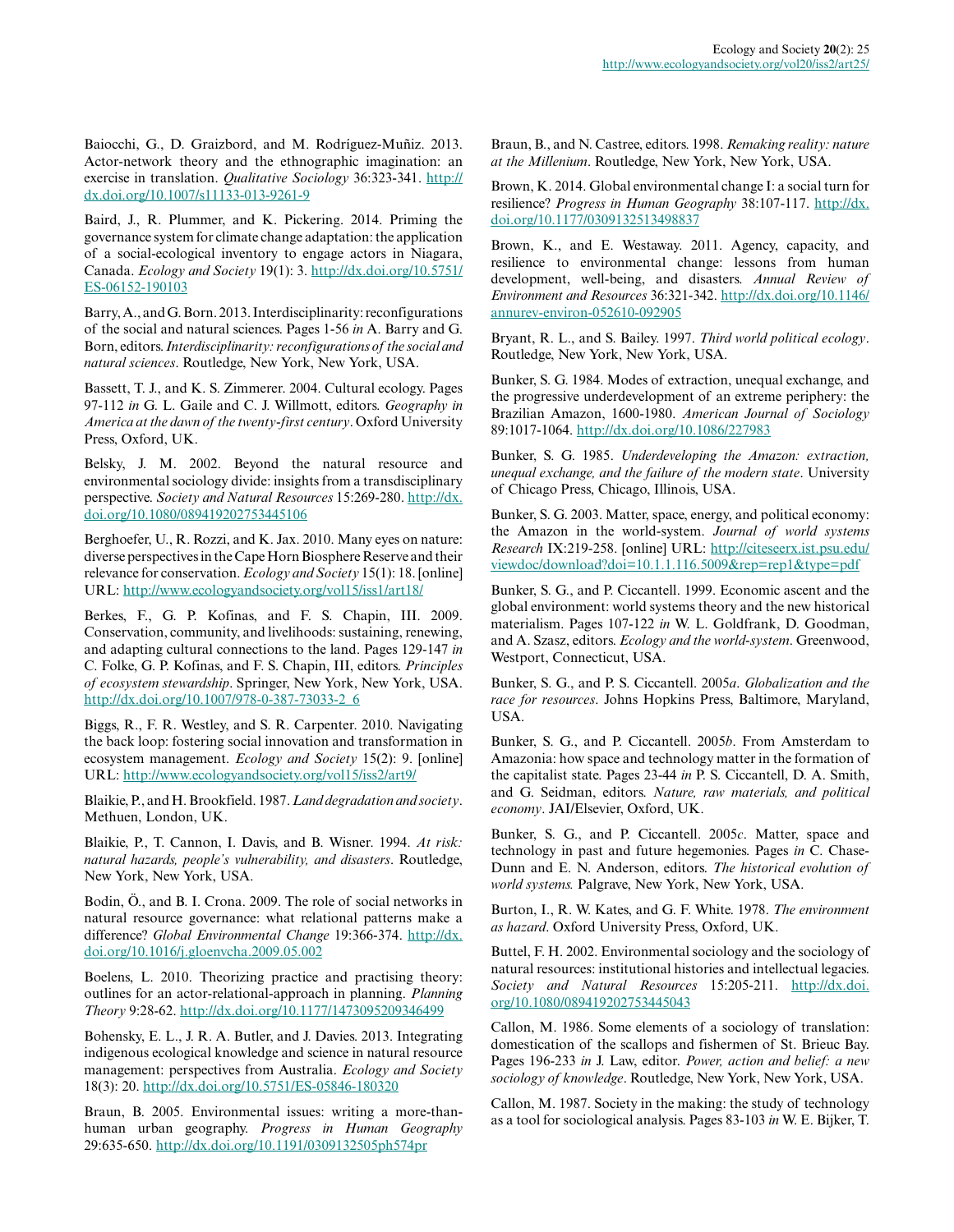Baiocchi, G., D. Graizbord, and M. Rodríguez-Muñiz. 2013. Actor-network theory and the ethnographic imagination: an exercise in translation. *Qualitative Sociology* 36:323-341. http://dx.doi.org/10.1007/s11133-013-9261-9

Baird, J., R. Plummer, and K. Pickering. 2014. Priming the governance system for climate change adaptation: the application of a social-ecological inventory to engage actors in Niagara, Canada. *Ecology and Society* 19(1): 3. http://dx.doi.org/10.5751/ES-06152-190103

Barry, A., and G. Born. 2013. Interdisciplinarity: reconfigurations of the social and natural sciences. Pages 1-56 *in* A. Barry and G. Born, editors. *Interdisciplinarity: reconfigurations of the social and natural sciences*. Routledge, New York, New York, USA.

Bassett, T. J., and K. S. Zimmerer. 2004. Cultural ecology. Pages 97-112 *in* G. L. Gaile and C. J. Willmott, editors. *Geography in America at the dawn of the twenty-first century*. Oxford University Press, Oxford, UK.

Belsky, J. M. 2002. Beyond the natural resource and environmental sociology divide: insights from a transdisciplinary perspective. *Society and Natural Resources* 15:269-280. http://dx.doi.org/10.1080/089419202753445106

Berghoefer, U., R. Rozzi, and K. Jax. 2010. Many eyes on nature: diverse perspectives in the Cape Horn Biosphere Reserve and their relevance for conservation. *Ecology and Society* 15(1): 18. [online] URL: http://www.ecologyandsociety.org/vol15/iss1/art18/

Berkes, F., G. P. Kofinas, and F. S. Chapin, III. 2009. Conservation, community, and livelihoods: sustaining, renewing, and adapting cultural connections to the land. Pages 129-147 *in* C. Folke, G. P. Kofinas, and F. S. Chapin, III, editors. *Principles of ecosystem stewardship*. Springer, New York, New York, USA. http://dx.doi.org/10.1007/978-0-387-73033-2_6

Biggs, R., F. R. Westley, and S. R. Carpenter. 2010. Navigating the back loop: fostering social innovation and transformation in ecosystem management. *Ecology and Society* 15(2): 9. [online] URL: http://www.ecologyandsociety.org/vol15/iss2/art9/

Blaikie, P., and H. Brookfield. 1987. *Land degradation and society*. Methuen, London, UK.

Blaikie, P., T. Cannon, I. Davis, and B. Wisner. 1994. *At risk: natural hazards, people's vulnerability, and disasters*. Routledge, New York, New York, USA.

Bodin, Ö., and B. I. Crona. 2009. The role of social networks in natural resource governance: what relational patterns make a difference? *Global Environmental Change* 19:366-374. http://dx.doi.org/10.1016/j.gloenvcha.2009.05.002

Boelens, L. 2010. Theorizing practice and practising theory: outlines for an actor-relational-approach in planning. *Planning Theory* 9:28-62. http://dx.doi.org/10.1177/1473095209346499

Bohensky, E. L., J. R. A. Butler, and J. Davies. 2013. Integrating indigenous ecological knowledge and science in natural resource management: perspectives from Australia. *Ecology and Society* 18(3): 20. http://dx.doi.org/10.5751/ES-05846-180320

Braun, B. 2005. Environmental issues: writing a more-than-human urban geography. *Progress in Human Geography* 29:635-650. http://dx.doi.org/10.1191/0309132505ph574pr

Braun, B., and N. Castree, editors. 1998. *Remaking reality: nature at the Millenium*. Routledge, New York, New York, USA.

Brown, K. 2014. Global environmental change I: a social turn for resilience? *Progress in Human Geography* 38:107-117. http://dx.doi.org/10.1177/0309132513498837

Brown, K., and E. Westaway. 2011. Agency, capacity, and resilience to environmental change: lessons from human development, well-being, and disasters. *Annual Review of Environment and Resources* 36:321-342. http://dx.doi.org/10.1146/annurev-environ-052610-092905

Bryant, R. L., and S. Bailey. 1997. *Third world political ecology*. Routledge, New York, New York, USA.

Bunker, S. G. 1984. Modes of extraction, unequal exchange, and the progressive underdevelopment of an extreme periphery: the Brazilian Amazon, 1600-1980. *American Journal of Sociology* 89:1017-1064. http://dx.doi.org/10.1086/227983

Bunker, S. G. 1985. *Underdeveloping the Amazon: extraction, unequal exchange, and the failure of the modern state*. University of Chicago Press, Chicago, Illinois, USA.

Bunker, S. G. 2003. Matter, space, energy, and political economy: the Amazon in the world-system. *Journal of world systems Research* IX:219-258. [online] URL: http://citeseerx.ist.psu.edu/viewdoc/download?doi=10.1.1.116.5009&rep=rep1&type=pdf

Bunker, S. G., and P. Ciccantell. 1999. Economic ascent and the global environment: world systems theory and the new historical materialism. Pages 107-122 *in* W. L. Goldfrank, D. Goodman, and A. Szasz, editors. *Ecology and the world-system*. Greenwood, Westport, Connecticut, USA.

Bunker, S. G., and P. S. Ciccantell. 2005*a*. *Globalization and the race for resources*. Johns Hopkins Press, Baltimore, Maryland, USA.

Bunker, S. G., and P. Ciccantell. 2005*b*. From Amsterdam to Amazonia: how space and technology matter in the formation of the capitalist state. Pages 23-44 *in* P. S. Ciccantell, D. A. Smith, and G. Seidman, editors. *Nature, raw materials, and political economy*. JAI/Elsevier, Oxford, UK.

Bunker, S. G., and P. Ciccantell. 2005*c*. Matter, space and technology in past and future hegemonies. Pages *in* C. Chase-Dunn and E. N. Anderson, editors. *The historical evolution of world systems.* Palgrave, New York, New York, USA.

Burton, I., R. W. Kates, and G. F. White. 1978. *The environment as hazard*. Oxford University Press, Oxford, UK.

Buttel, F. H. 2002. Environmental sociology and the sociology of natural resources: institutional histories and intellectual legacies. *Society and Natural Resources* 15:205-211. http://dx.doi.org/10.1080/089419202753445043

Callon, M. 1986. Some elements of a sociology of translation: domestication of the scallops and fishermen of St. Brieuc Bay. Pages 196-233 *in* J. Law, editor. *Power, action and belief: a new sociology of knowledge*. Routledge, New York, New York, USA.

Callon, M. 1987. Society in the making: the study of technology as a tool for sociological analysis. Pages 83-103 *in* W. E. Bijker, T.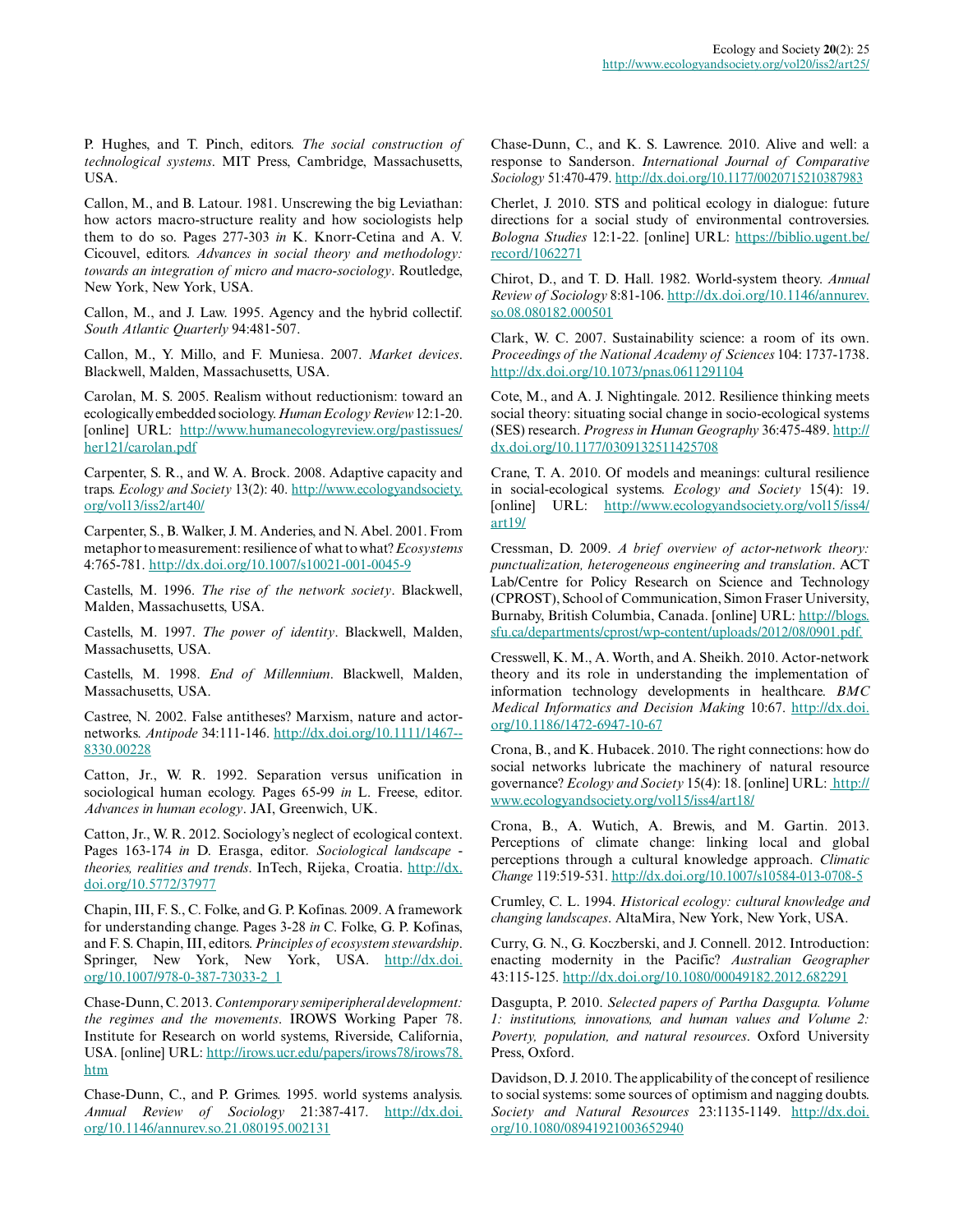P. Hughes, and T. Pinch, editors. *The social construction of technological systems*. MIT Press, Cambridge, Massachusetts, USA.

Callon, M., and B. Latour. 1981. Unscrewing the big Leviathan: how actors macro-structure reality and how sociologists help them to do so. Pages 277-303 *in* K. Knorr-Cetina and A. V. Cicouvel, editors. *Advances in social theory and methodology: towards an integration of micro and macro-sociology*. Routledge, New York, New York, USA.

Callon, M., and J. Law. 1995. Agency and the hybrid collectif. *South Atlantic Quarterly* 94:481-507.

Callon, M., Y. Millo, and F. Muniesa. 2007. *Market devices*. Blackwell, Malden, Massachusetts, USA.

Carolan, M. S. 2005. Realism without reductionism: toward an ecologically embedded sociology. *Human Ecology Review* 12:1-20. [online] URL: http://www.humanecologyreview.org/pastissues/her121/carolan.pdf

Carpenter, S. R., and W. A. Brock. 2008. Adaptive capacity and traps. *Ecology and Society* 13(2): 40. http://www.ecologyandsociety.org/vol13/iss2/art40/

Carpenter, S., B. Walker, J. M. Anderies, and N. Abel. 2001. From metaphor to measurement: resilience of what to what? *Ecosystems* 4:765-781. http://dx.doi.org/10.1007/s10021-001-0045-9

Castells, M. 1996. *The rise of the network society*. Blackwell, Malden, Massachusetts, USA.

Castells, M. 1997. *The power of identity*. Blackwell, Malden, Massachusetts, USA.

Castells, M. 1998. *End of Millennium*. Blackwell, Malden, Massachusetts, USA.

Castree, N. 2002. False antitheses? Marxism, nature and actor-networks. *Antipode* 34:111-146. http://dx.doi.org/10.1111/1467--8330.00228

Catton, Jr., W. R. 1992. Separation versus unification in sociological human ecology. Pages 65-99 *in* L. Freese, editor. *Advances in human ecology*. JAI, Greenwich, UK.

Catton, Jr., W. R. 2012. Sociology's neglect of ecological context. Pages 163-174 *in* D. Erasga, editor. *Sociological landscape - theories, realities and trends*. InTech, Rijeka, Croatia. http://dx.doi.org/10.5772/37977

Chapin, III, F. S., C. Folke, and G. P. Kofinas. 2009. A framework for understanding change. Pages 3-28 *in* C. Folke, G. P. Kofinas, and F. S. Chapin, III, editors. *Principles of ecosystem stewardship*. Springer, New York, New York, USA. http://dx.doi.org/10.1007/978-0-387-73033-2_1

Chase-Dunn, C. 2013. *Contemporary semiperipheral development: the regimes and the movements*. IROWS Working Paper 78. Institute for Research on world systems, Riverside, California, USA. [online] URL: http://irows.ucr.edu/papers/irows78/irows78.htm

Chase-Dunn, C., and P. Grimes. 1995. world systems analysis. *Annual Review of Sociology* 21:387-417. http://dx.doi.org/10.1146/annurev.so.21.080195.002131

Chase-Dunn, C., and K. S. Lawrence. 2010. Alive and well: a response to Sanderson. *International Journal of Comparative Sociology* 51:470-479. http://dx.doi.org/10.1177/0020715210387983

Cherlet, J. 2010. STS and political ecology in dialogue: future directions for a social study of environmental controversies. *Bologna Studies* 12:1-22. [online] URL: https://biblio.ugent.be/record/1062271

Chirot, D., and T. D. Hall. 1982. World-system theory. *Annual Review of Sociology* 8:81-106. http://dx.doi.org/10.1146/annurev.so.08.080182.000501

Clark, W. C. 2007. Sustainability science: a room of its own. *Proceedings of the National Academy of Sciences* 104: 1737-1738. http://dx.doi.org/10.1073/pnas.0611291104

Cote, M., and A. J. Nightingale. 2012. Resilience thinking meets social theory: situating social change in socio-ecological systems (SES) research. *Progress in Human Geography* 36:475-489. http://dx.doi.org/10.1177/0309132511425708

Crane, T. A. 2010. Of models and meanings: cultural resilience in social-ecological systems. *Ecology and Society* 15(4): 19. [online] URL: http://www.ecologyandsociety.org/vol15/iss4/art19/

Cressman, D. 2009. *A brief overview of actor-network theory: punctualization, heterogeneous engineering and translation*. ACT Lab/Centre for Policy Research on Science and Technology (CPROST), School of Communication, Simon Fraser University, Burnaby, British Columbia, Canada. [online] URL: http://blogs.sfu.ca/departments/cprost/wp-content/uploads/2012/08/0901.pdf.

Cresswell, K. M., A. Worth, and A. Sheikh. 2010. Actor-network theory and its role in understanding the implementation of information technology developments in healthcare. *BMC Medical Informatics and Decision Making* 10:67. http://dx.doi.org/10.1186/1472-6947-10-67

Crona, B., and K. Hubacek. 2010. The right connections: how do social networks lubricate the machinery of natural resource governance? *Ecology and Society* 15(4): 18. [online] URL: http://www.ecologyandsociety.org/vol15/iss4/art18/

Crona, B., A. Wutich, A. Brewis, and M. Gartin. 2013. Perceptions of climate change: linking local and global perceptions through a cultural knowledge approach. *Climatic Change* 119:519-531. http://dx.doi.org/10.1007/s10584-013-0708-5

Crumley, C. L. 1994. *Historical ecology: cultural knowledge and changing landscapes*. AltaMira, New York, New York, USA.

Curry, G. N., G. Koczberski, and J. Connell. 2012. Introduction: enacting modernity in the Pacific? *Australian Geographer* 43:115-125. http://dx.doi.org/10.1080/00049182.2012.682291

Dasgupta, P. 2010. *Selected papers of Partha Dasgupta. Volume 1: institutions, innovations, and human values and Volume 2: Poverty, population, and natural resources*. Oxford University Press, Oxford.

Davidson, D. J. 2010. The applicability of the concept of resilience to social systems: some sources of optimism and nagging doubts. *Society and Natural Resources* 23:1135-1149. http://dx.doi.org/10.1080/08941921003652940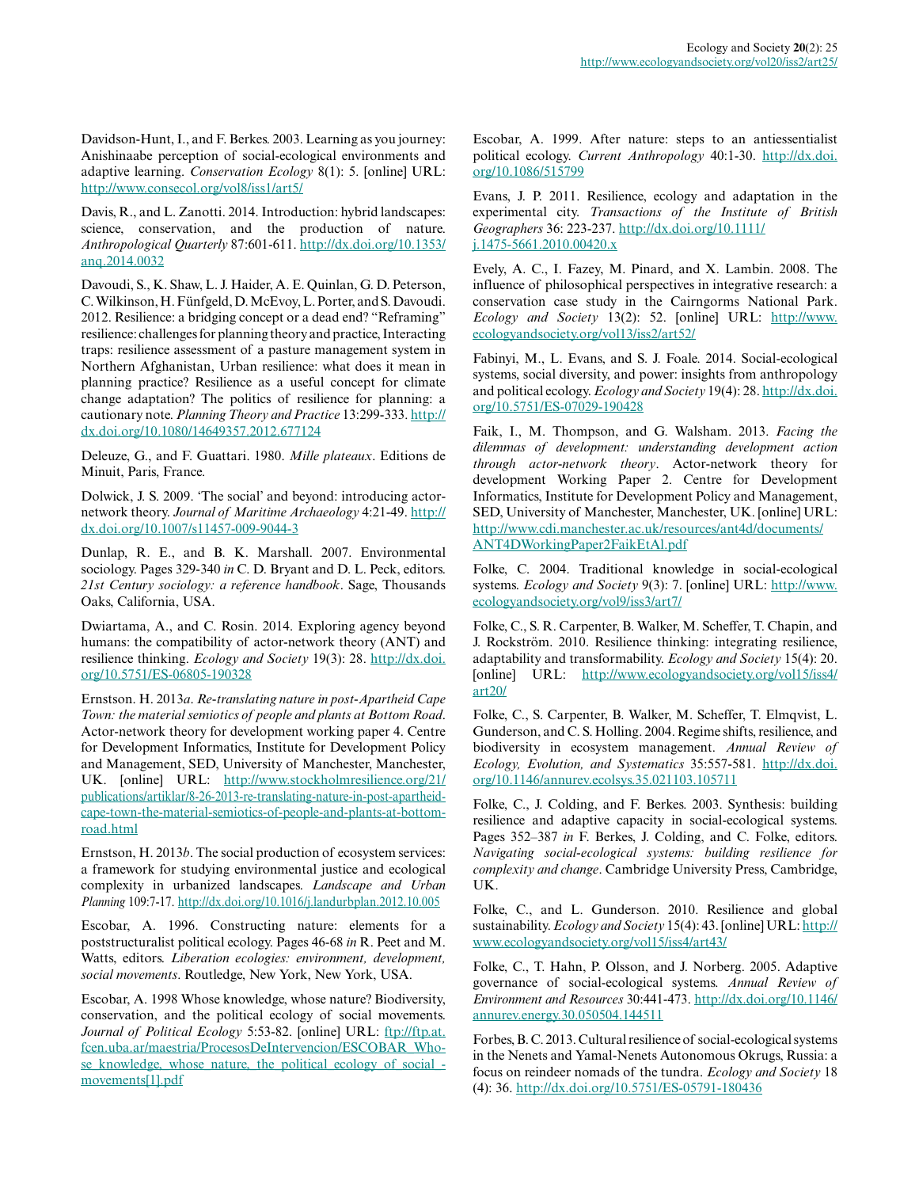Davidson-Hunt, I., and F. Berkes. 2003. Learning as you journey: Anishinaabe perception of social-ecological environments and adaptive learning. *Conservation Ecology* 8(1): 5. [online] URL: http://www.consecol.org/vol8/iss1/art5/

Davis, R., and L. Zanotti. 2014. Introduction: hybrid landscapes: science, conservation, and the production of nature. *Anthropological Quarterly* 87:601-611. http://dx.doi.org/10.1353/anq.2014.0032

Davoudi, S., K. Shaw, L. J. Haider, A. E. Quinlan, G. D. Peterson, C. Wilkinson, H. Fünfgeld, D. McEvoy, L. Porter, and S. Davoudi. 2012. Resilience: a bridging concept or a dead end? "Reframing" resilience: challenges for planning theory and practice, Interacting traps: resilience assessment of a pasture management system in Northern Afghanistan, Urban resilience: what does it mean in planning practice? Resilience as a useful concept for climate change adaptation? The politics of resilience for planning: a cautionary note. *Planning Theory and Practice* 13:299-333. http://dx.doi.org/10.1080/14649357.2012.677124

Deleuze, G., and F. Guattari. 1980. *Mille plateaux*. Editions de Minuit, Paris, France.

Dolwick, J. S. 2009. 'The social' and beyond: introducing actor-network theory. *Journal of Maritime Archaeology* 4:21-49. http://dx.doi.org/10.1007/s11457-009-9044-3

Dunlap, R. E., and B. K. Marshall. 2007. Environmental sociology. Pages 329-340 *in* C. D. Bryant and D. L. Peck, editors. *21st Century sociology: a reference handbook*. Sage, Thousands Oaks, California, USA.

Dwiartama, A., and C. Rosin. 2014. Exploring agency beyond humans: the compatibility of actor-network theory (ANT) and resilience thinking. *Ecology and Society* 19(3): 28. http://dx.doi.org/10.5751/ES-06805-190328

Ernstson. H. 2013*a*. *Re-translating nature in post-Apartheid Cape Town: the material semiotics of people and plants at Bottom Road*. Actor-network theory for development working paper 4. Centre for Development Informatics, Institute for Development Policy and Management, SED, University of Manchester, Manchester, UK. [online] URL: http://www.stockholmresilience.org/21/publications/artiklar/8-26-2013-re-translating-nature-in-post-apartheid-cape-town-the-material-semiotics-of-people-and-plants-at-bottom-road.html

Ernstson, H. 2013*b*. The social production of ecosystem services: a framework for studying environmental justice and ecological complexity in urbanized landscapes. *Landscape and Urban Planning* 109:7-17. http://dx.doi.org/10.1016/j.landurbplan.2012.10.005

Escobar, A. 1996. Constructing nature: elements for a poststructuralist political ecology. Pages 46-68 *in* R. Peet and M. Watts, editors. *Liberation ecologies: environment, development, social movements*. Routledge, New York, New York, USA.

Escobar, A. 1998 Whose knowledge, whose nature? Biodiversity, conservation, and the political ecology of social movements. *Journal of Political Ecology* 5:53-82. [online] URL: ftp://ftp.at.fcen.uba.ar/maestria/ProcesosDeIntervencion/ESCOBAR_Whose_knowledge,_whose_nature,_the_political_ecology_of_social_-movements[1].pdf

Escobar, A. 1999. After nature: steps to an antiessentialist political ecology. *Current Anthropology* 40:1-30. http://dx.doi.org/10.1086/515799

Evans, J. P. 2011. Resilience, ecology and adaptation in the experimental city. *Transactions of the Institute of British Geographers* 36: 223-237. http://dx.doi.org/10.1111/j.1475-5661.2010.00420.x

Evely, A. C., I. Fazey, M. Pinard, and X. Lambin. 2008. The influence of philosophical perspectives in integrative research: a conservation case study in the Cairngorms National Park. *Ecology and Society* 13(2): 52. [online] URL: http://www.ecologyandsociety.org/vol13/iss2/art52/

Fabinyi, M., L. Evans, and S. J. Foale. 2014. Social-ecological systems, social diversity, and power: insights from anthropology and political ecology. *Ecology and Society* 19(4): 28. http://dx.doi.org/10.5751/ES-07029-190428

Faik, I., M. Thompson, and G. Walsham. 2013. *Facing the dilemmas of development: understanding development action through actor-network theory*. Actor-network theory for development Working Paper 2. Centre for Development Informatics, Institute for Development Policy and Management, SED, University of Manchester, Manchester, UK. [online] URL: http://www.cdi.manchester.ac.uk/resources/ant4d/documents/ANT4DWorkingPaper2FaikEtAl.pdf

Folke, C. 2004. Traditional knowledge in social-ecological systems. *Ecology and Society* 9(3): 7. [online] URL: http://www.ecologyandsociety.org/vol9/iss3/art7/

Folke, C., S. R. Carpenter, B. Walker, M. Scheffer, T. Chapin, and J. Rockström. 2010. Resilience thinking: integrating resilience, adaptability and transformability. *Ecology and Society* 15(4): 20. [online] URL: http://www.ecologyandsociety.org/vol15/iss4/art20/

Folke, C., S. Carpenter, B. Walker, M. Scheffer, T. Elmqvist, L. Gunderson, and C. S. Holling. 2004. Regime shifts, resilience, and biodiversity in ecosystem management. *Annual Review of Ecology, Evolution, and Systematics* 35:557-581. http://dx.doi.org/10.1146/annurev.ecolsys.35.021103.105711

Folke, C., J. Colding, and F. Berkes. 2003. Synthesis: building resilience and adaptive capacity in social-ecological systems. Pages 352–387 *in* F. Berkes, J. Colding, and C. Folke, editors. *Navigating social-ecological systems: building resilience for complexity and change*. Cambridge University Press, Cambridge, UK.

Folke, C., and L. Gunderson. 2010. Resilience and global sustainability. *Ecology and Society* 15(4): 43. [online] URL: http://www.ecologyandsociety.org/vol15/iss4/art43/

Folke, C., T. Hahn, P. Olsson, and J. Norberg. 2005. Adaptive governance of social-ecological systems. *Annual Review of Environment and Resources* 30:441-473. http://dx.doi.org/10.1146/annurev.energy.30.050504.144511

Forbes, B. C. 2013. Cultural resilience of social-ecological systems in the Nenets and Yamal-Nenets Autonomous Okrugs, Russia: a focus on reindeer nomads of the tundra. *Ecology and Society* 18(4): 36. http://dx.doi.org/10.5751/ES-05791-180436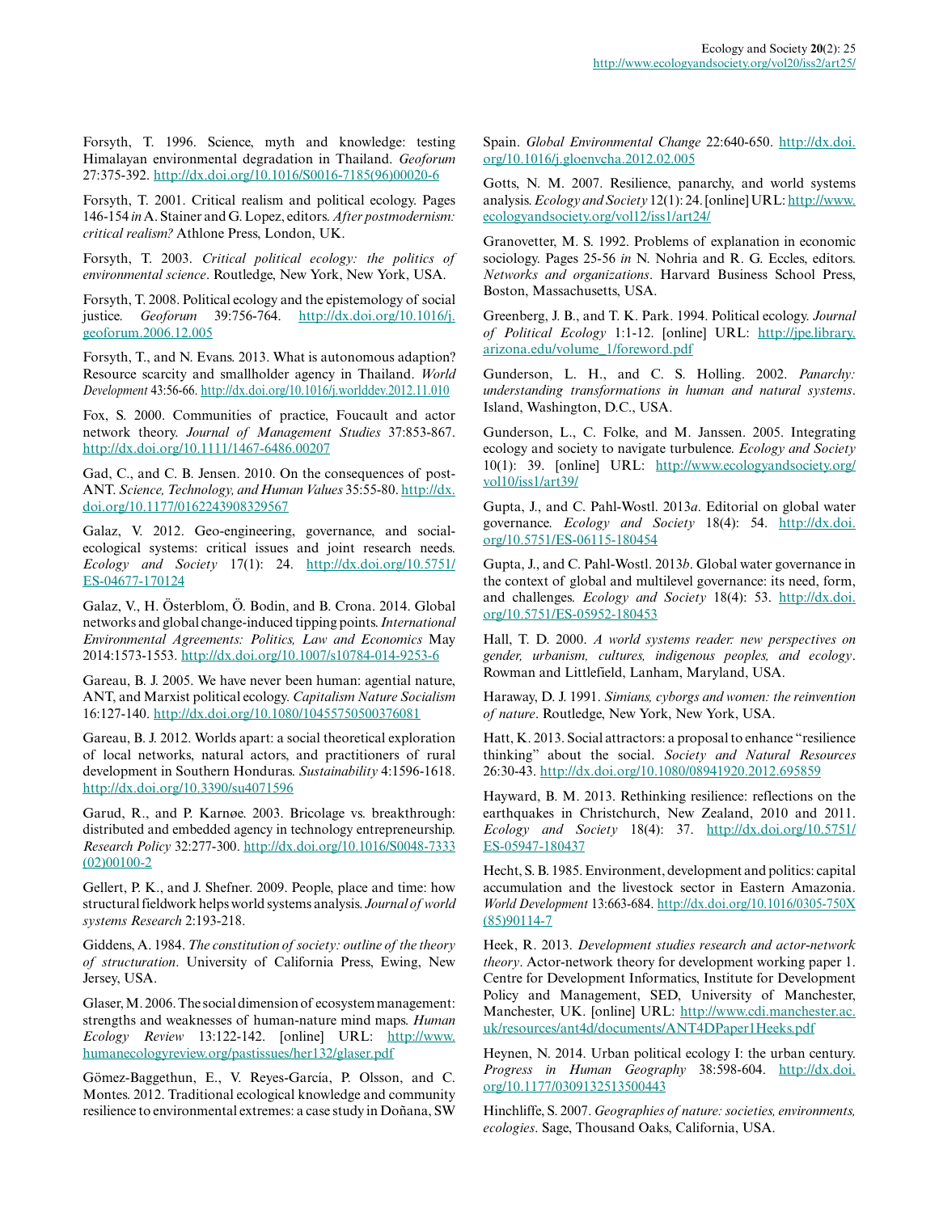Forsyth, T. 1996. Science, myth and knowledge: testing Himalayan environmental degradation in Thailand. *Geoforum* 27:375-392. http://dx.doi.org/10.1016/S0016-7185(96)00020-6

Forsyth, T. 2001. Critical realism and political ecology. Pages 146-154 *in* A. Stainer and G. Lopez, editors. *After postmodernism: critical realism?* Athlone Press, London, UK.

Forsyth, T. 2003. *Critical political ecology: the politics of environmental science*. Routledge, New York, New York, USA.

Forsyth, T. 2008. Political ecology and the epistemology of social justice. *Geoforum* 39:756-764. http://dx.doi.org/10.1016/j.geoforum.2006.12.005

Forsyth, T., and N. Evans. 2013. What is autonomous adaption? Resource scarcity and smallholder agency in Thailand. *World Development* 43:56-66. http://dx.doi.org/10.1016/j.worlddev.2012.11.010

Fox, S. 2000. Communities of practice, Foucault and actor network theory. *Journal of Management Studies* 37:853-867. http://dx.doi.org/10.1111/1467-6486.00207

Gad, C., and C. B. Jensen. 2010. On the consequences of post-ANT. *Science, Technology, and Human Values* 35:55-80. http://dx.doi.org/10.1177/0162243908329567

Galaz, V. 2012. Geo-engineering, governance, and social-ecological systems: critical issues and joint research needs. *Ecology and Society* 17(1): 24. http://dx.doi.org/10.5751/ES-04677-170124

Galaz, V., H. Österblom, Ö. Bodin, and B. Crona. 2014. Global networks and global change-induced tipping points. *International Environmental Agreements: Politics, Law and Economics* May 2014:1573-1553. http://dx.doi.org/10.1007/s10784-014-9253-6

Gareau, B. J. 2005. We have never been human: agential nature, ANT, and Marxist political ecology. *Capitalism Nature Socialism* 16:127-140. http://dx.doi.org/10.1080/10455750500376081

Gareau, B. J. 2012. Worlds apart: a social theoretical exploration of local networks, natural actors, and practitioners of rural development in Southern Honduras. *Sustainability* 4:1596-1618. http://dx.doi.org/10.3390/su4071596

Garud, R., and P. Karnøe. 2003. Bricolage vs. breakthrough: distributed and embedded agency in technology entrepreneurship. *Research Policy* 32:277-300. http://dx.doi.org/10.1016/S0048-7333(02)00100-2

Gellert, P. K., and J. Shefner. 2009. People, place and time: how structural fieldwork helps world systems analysis. *Journal of world systems Research* 2:193-218.

Giddens, A. 1984. *The constitution of society: outline of the theory of structuration*. University of California Press, Ewing, New Jersey, USA.

Glaser, M. 2006. The social dimension of ecosystem management: strengths and weaknesses of human-nature mind maps. *Human Ecology Review* 13:122-142. [online] URL: http://www.humanecologyreview.org/pastissues/her132/glaser.pdf

Gömez-Baggethun, E., V. Reyes-García, P. Olsson, and C. Montes. 2012. Traditional ecological knowledge and community resilience to environmental extremes: a case study in Doñana, SW Spain. *Global Environmental Change* 22:640-650. http://dx.doi.org/10.1016/j.gloenvcha.2012.02.005

Gotts, N. M. 2007. Resilience, panarchy, and world systems analysis. *Ecology and Society* 12(1): 24. [online] URL: http://www.ecologyandsociety.org/vol12/iss1/art24/

Granovetter, M. S. 1992. Problems of explanation in economic sociology. Pages 25-56 *in* N. Nohria and R. G. Eccles, editors. *Networks and organizations*. Harvard Business School Press, Boston, Massachusetts, USA.

Greenberg, J. B., and T. K. Park. 1994. Political ecology. *Journal of Political Ecology* 1:1-12. [online] URL: http://jpe.library.arizona.edu/volume_1/foreword.pdf

Gunderson, L. H., and C. S. Holling. 2002. *Panarchy: understanding transformations in human and natural systems*. Island, Washington, D.C., USA.

Gunderson, L., C. Folke, and M. Janssen. 2005. Integrating ecology and society to navigate turbulence. *Ecology and Society* 10(1): 39. [online] URL: http://www.ecologyandsociety.org/vol10/iss1/art39/

Gupta, J., and C. Pahl-Wostl. 2013*a*. Editorial on global water governance. *Ecology and Society* 18(4): 54. http://dx.doi.org/10.5751/ES-06115-180454

Gupta, J., and C. Pahl-Wostl. 2013*b*. Global water governance in the context of global and multilevel governance: its need, form, and challenges. *Ecology and Society* 18(4): 53. http://dx.doi.org/10.5751/ES-05952-180453

Hall, T. D. 2000. *A world systems reader: new perspectives on gender, urbanism, cultures, indigenous peoples, and ecology*. Rowman and Littlefield, Lanham, Maryland, USA.

Haraway, D. J. 1991. *Simians, cyborgs and women: the reinvention of nature*. Routledge, New York, New York, USA.

Hatt, K. 2013. Social attractors: a proposal to enhance "resilience thinking" about the social. *Society and Natural Resources* 26:30-43. http://dx.doi.org/10.1080/08941920.2012.695859

Hayward, B. M. 2013. Rethinking resilience: reflections on the earthquakes in Christchurch, New Zealand, 2010 and 2011. *Ecology and Society* 18(4): 37. http://dx.doi.org/10.5751/ES-05947-180437

Hecht, S. B. 1985. Environment, development and politics: capital accumulation and the livestock sector in Eastern Amazonia. *World Development* 13:663-684. http://dx.doi.org/10.1016/0305-750X(85)90114-7

Heek, R. 2013. *Development studies research and actor-network theory*. Actor-network theory for development working paper 1. Centre for Development Informatics, Institute for Development Policy and Management, SED, University of Manchester, Manchester, UK. [online] URL: http://www.cdi.manchester.ac.uk/resources/ant4d/documents/ANT4DPaper1Heeks.pdf

Heynen, N. 2014. Urban political ecology I: the urban century. *Progress in Human Geography* 38:598-604. http://dx.doi.org/10.1177/0309132513500443

Hinchliffe, S. 2007. *Geographies of nature: societies, environments, ecologies*. Sage, Thousand Oaks, California, USA.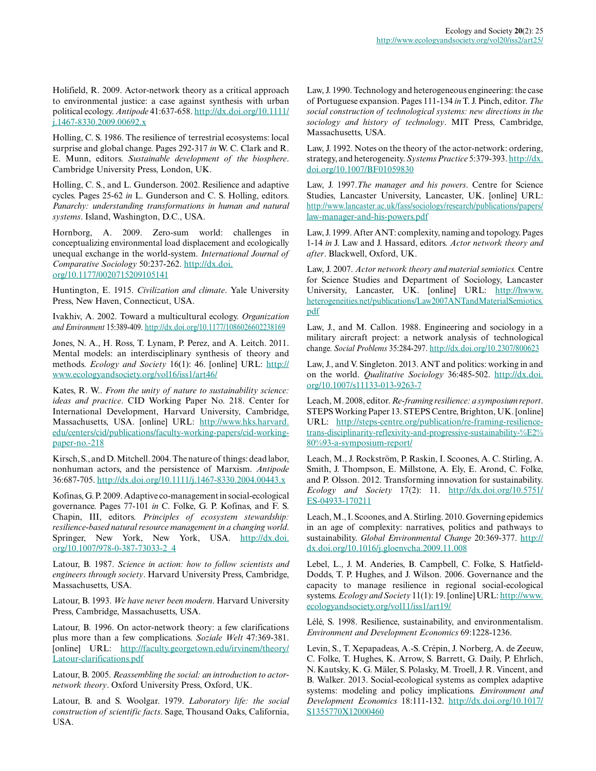Holifield, R. 2009. Actor-network theory as a critical approach to environmental justice: a case against synthesis with urban political ecology. *Antipode* 41:637-658. http://dx.doi.org/10.1111/j.1467-8330.2009.00692.x

Holling, C. S. 1986. The resilience of terrestrial ecosystems: local surprise and global change. Pages 292-317 *in* W. C. Clark and R. E. Munn, editors. *Sustainable development of the biosphere*. Cambridge University Press, London, UK.

Holling, C. S., and L. Gunderson. 2002. Resilience and adaptive cycles. Pages 25-62 *in* L. Gunderson and C. S. Holling, editors. *Panarchy: understanding transformations in human and natural systems*. Island, Washington, D.C., USA.

Hornborg, A. 2009. Zero-sum world: challenges in conceptualizing environmental load displacement and ecologically unequal exchange in the world-system. *International Journal of Comparative Sociology* 50:237-262. http://dx.doi.org/10.1177/0020715209105141

Huntington, E. 1915. *Civilization and climate*. Yale University Press, New Haven, Connecticut, USA.

Ivakhiv, A. 2002. Toward a multicultural ecology. *Organization and Environment* 15:389-409. http://dx.doi.org/10.1177/1086026602238169

Jones, N. A., H. Ross, T. Lynam, P. Perez, and A. Leitch. 2011. Mental models: an interdisciplinary synthesis of theory and methods. *Ecology and Society* 16(1): 46. [online] URL: http://www.ecologyandsociety.org/vol16/iss1/art46/

Kates, R. W.. *From the unity of nature to sustainability science: ideas and practice*. CID Working Paper No. 218. Center for International Development, Harvard University, Cambridge, Massachusetts, USA. [online] URL: http://www.hks.harvard.edu/centers/cid/publications/faculty-working-papers/cid-working-paper-no.-218

Kirsch, S., and D. Mitchell. 2004. The nature of things: dead labor, nonhuman actors, and the persistence of Marxism. *Antipode* 36:687-705. http://dx.doi.org/10.1111/j.1467-8330.2004.00443.x

Kofinas, G. P. 2009. Adaptive co-management in social-ecological governance. Pages 77-101 *in* C. Folke, G. P. Kofinas, and F. S. Chapin, III, editors. *Principles of ecosystem stewardship: resilience-based natural resource management in a changing world*. Springer, New York, New York, USA. http://dx.doi.org/10.1007/978-0-387-73033-2_4

Latour, B. 1987. *Science in action: how to follow scientists and engineers through society*. Harvard University Press, Cambridge, Massachusetts, USA.

Latour, B. 1993. *We have never been modern*. Harvard University Press, Cambridge, Massachusetts, USA.

Latour, B. 1996. On actor-network theory: a few clarifications plus more than a few complications. *Soziale Welt* 47:369-381. [online] URL: http://faculty.georgetown.edu/irvinem/theory/Latour-clarifications.pdf

Latour, B. 2005. *Reassembling the social: an introduction to actor-network theory*. Oxford University Press, Oxford, UK.

Latour, B. and S. Woolgar. 1979. *Laboratory life: the social construction of scientific facts*. Sage, Thousand Oaks, California, USA.

Law, J. 1990. Technology and heterogeneous engineering: the case of Portuguese expansion. Pages 111-134 *in* T. J. Pinch, editor. *The social construction of technological systems: new directions in the sociology and history of technology*. MIT Press, Cambridge, Massachusetts, USA.

Law, J. 1992. Notes on the theory of the actor-network: ordering, strategy, and heterogeneity. *Systems Practice* 5:379-393. http://dx.doi.org/10.1007/BF01059830

Law, J. 1997.*The manager and his powers*. Centre for Science Studies, Lancaster University, Lancaster, UK. [online] URL: http://www.lancaster.ac.uk/fass/sociology/research/publications/papers/law-manager-and-his-powers.pdf

Law, J. 1999. After ANT: complexity, naming and topology. Pages 1-14 *in* J. Law and J. Hassard, editors. *Actor network theory and after*. Blackwell, Oxford, UK.

Law, J. 2007. *Actor network theory and material semiotics.* Centre for Science Studies and Department of Sociology, Lancaster University, Lancaster, UK. [online] URL: http://hwww.heterogeneities.net/publications/Law2007ANTandMaterialSemiotics.pdf

Law, J., and M. Callon. 1988. Engineering and sociology in a military aircraft project: a network analysis of technological change. *Social Problems* 35:284-297. http://dx.doi.org/10.2307/800623

Law, J., and V. Singleton. 2013. ANT and politics: working in and on the world. *Qualitative Sociology* 36:485-502. http://dx.doi.org/10.1007/s11133-013-9263-7

Leach, M. 2008, editor. *Re-framing resilience: a symposium report*. STEPS Working Paper 13. STEPS Centre, Brighton, UK. [online] URL: http://steps-centre.org/publication/re-framing-resilience-trans-disciplinarity-reflexivity-and-progressive-sustainability-%E2%80%93-a-symposium-report/

Leach, M., J. Rockström, P. Raskin, I. Scoones, A. C. Stirling, A. Smith, J. Thompson, E. Millstone, A. Ely, E. Arond, C. Folke, and P. Olsson. 2012. Transforming innovation for sustainability. *Ecology and Society* 17(2): 11. http://dx.doi.org/10.5751/ES-04933-170211

Leach, M., I. Scoones, and A. Stirling. 2010. Governing epidemics in an age of complexity: narratives, politics and pathways to sustainability. *Global Environmental Change* 20:369-377. http://dx.doi.org/10.1016/j.gloenvcha.2009.11.008

Lebel, L., J. M. Anderies, B. Campbell, C. Folke, S. Hatfield-Dodds, T. P. Hughes, and J. Wilson. 2006. Governance and the capacity to manage resilience in regional social-ecological systems. *Ecology and Society* 11(1): 19. [online] URL: http://www.ecologyandsociety.org/vol11/iss1/art19/

Lélé, S. 1998. Resilience, sustainability, and environmentalism. *Environment and Development Economics* 69:1228-1236.

Levin, S., T. Xepapadeas, A.-S. Crépin, J. Norberg, A. de Zeeuw, C. Folke, T. Hughes, K. Arrow, S. Barrett, G. Daily, P. Ehrlich, N. Kautsky, K. G. Mäler, S. Polasky, M. Troell, J. R. Vincent, and B. Walker. 2013. Social-ecological systems as complex adaptive systems: modeling and policy implications. *Environment and Development Economics* 18:111-132. http://dx.doi.org/10.1017/S1355770X12000460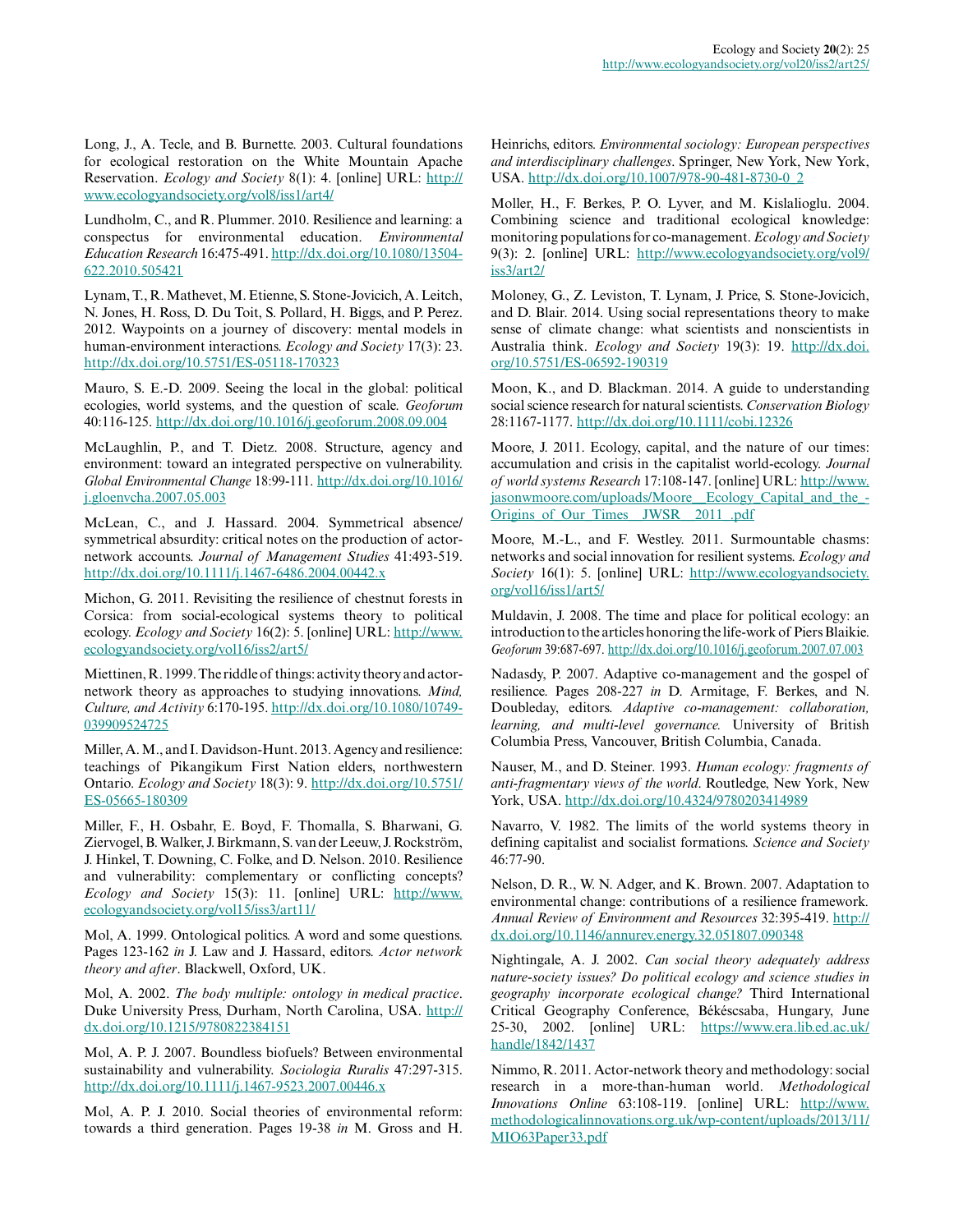Long, J., A. Tecle, and B. Burnette. 2003. Cultural foundations for ecological restoration on the White Mountain Apache Reservation. *Ecology and Society* 8(1): 4. [online] URL: http://www.ecologyandsociety.org/vol8/iss1/art4/

Lundholm, C., and R. Plummer. 2010. Resilience and learning: a conspectus for environmental education. *Environmental Education Research* 16:475-491. http://dx.doi.org/10.1080/13504-622.2010.505421

Lynam, T., R. Mathevet, M. Etienne, S. Stone-Jovicich, A. Leitch, N. Jones, H. Ross, D. Du Toit, S. Pollard, H. Biggs, and P. Perez. 2012. Waypoints on a journey of discovery: mental models in human-environment interactions. *Ecology and Society* 17(3): 23. http://dx.doi.org/10.5751/ES-05118-170323

Mauro, S. E.-D. 2009. Seeing the local in the global: political ecologies, world systems, and the question of scale. *Geoforum* 40:116-125. http://dx.doi.org/10.1016/j.geoforum.2008.09.004

McLaughlin, P., and T. Dietz. 2008. Structure, agency and environment: toward an integrated perspective on vulnerability. *Global Environmental Change* 18:99-111. http://dx.doi.org/10.1016/j.gloenvcha.2007.05.003

McLean, C., and J. Hassard. 2004. Symmetrical absence/symmetrical absurdity: critical notes on the production of actor-network accounts. *Journal of Management Studies* 41:493-519. http://dx.doi.org/10.1111/j.1467-6486.2004.00442.x

Michon, G. 2011. Revisiting the resilience of chestnut forests in Corsica: from social-ecological systems theory to political ecology. *Ecology and Society* 16(2): 5. [online] URL: http://www.ecologyandsociety.org/vol16/iss2/art5/

Miettinen, R. 1999. The riddle of things: activity theory and actor-network theory as approaches to studying innovations. *Mind, Culture, and Activity* 6:170-195. http://dx.doi.org/10.1080/10749-039909524725

Miller, A. M., and I. Davidson-Hunt. 2013. Agency and resilience: teachings of Pikangikum First Nation elders, northwestern Ontario. *Ecology and Society* 18(3): 9. http://dx.doi.org/10.5751/ES-05665-180309

Miller, F., H. Osbahr, E. Boyd, F. Thomalla, S. Bharwani, G. Ziervogel, B. Walker, J. Birkmann, S. van der Leeuw, J. Rockström, J. Hinkel, T. Downing, C. Folke, and D. Nelson. 2010. Resilience and vulnerability: complementary or conflicting concepts? *Ecology and Society* 15(3): 11. [online] URL: http://www.ecologyandsociety.org/vol15/iss3/art11/

Mol, A. 1999. Ontological politics. A word and some questions. Pages 123-162 *in* J. Law and J. Hassard, editors. *Actor network theory and after*. Blackwell, Oxford, UK.

Mol, A. 2002. *The body multiple: ontology in medical practice*. Duke University Press, Durham, North Carolina, USA. http://dx.doi.org/10.1215/9780822384151

Mol, A. P. J. 2007. Boundless biofuels? Between environmental sustainability and vulnerability. *Sociologia Ruralis* 47:297-315. http://dx.doi.org/10.1111/j.1467-9523.2007.00446.x

Mol, A. P. J. 2010. Social theories of environmental reform: towards a third generation. Pages 19-38 *in* M. Gross and H. Heinrichs, editors. *Environmental sociology: European perspectives and interdisciplinary challenges*. Springer, New York, New York, USA. http://dx.doi.org/10.1007/978-90-481-8730-0_2

Moller, H., F. Berkes, P. O. Lyver, and M. Kislalioglu. 2004. Combining science and traditional ecological knowledge: monitoring populations for co-management. *Ecology and Society* 9(3): 2. [online] URL: http://www.ecologyandsociety.org/vol9/iss3/art2/

Moloney, G., Z. Leviston, T. Lynam, J. Price, S. Stone-Jovicich, and D. Blair. 2014. Using social representations theory to make sense of climate change: what scientists and nonscientists in Australia think. *Ecology and Society* 19(3): 19. http://dx.doi.org/10.5751/ES-06592-190319

Moon, K., and D. Blackman. 2014. A guide to understanding social science research for natural scientists. *Conservation Biology* 28:1167-1177. http://dx.doi.org/10.1111/cobi.12326

Moore, J. 2011. Ecology, capital, and the nature of our times: accumulation and crisis in the capitalist world-ecology. *Journal of world systems Research* 17:108-147. [online] URL: http://www.jasonwmoore.com/uploads/Moore__Ecology_Capital_and_the_-Origins_of_Our_Times__JWSR__2011_.pdf

Moore, M.-L., and F. Westley. 2011. Surmountable chasms: networks and social innovation for resilient systems. *Ecology and Society* 16(1): 5. [online] URL: http://www.ecologyandsociety.org/vol16/iss1/art5/

Muldavin, J. 2008. The time and place for political ecology: an introduction to the articles honoring the life-work of Piers Blaikie. *Geoforum* 39:687-697. http://dx.doi.org/10.1016/j.geoforum.2007.07.003

Nadasdy, P. 2007. Adaptive co-management and the gospel of resilience. Pages 208-227 *in* D. Armitage, F. Berkes, and N. Doubleday, editors. *Adaptive co-management: collaboration, learning, and multi-level governance.* University of British Columbia Press, Vancouver, British Columbia, Canada.

Nauser, M., and D. Steiner. 1993. *Human ecology: fragments of anti-fragmentary views of the world*. Routledge, New York, New York, USA. http://dx.doi.org/10.4324/9780203414989

Navarro, V. 1982. The limits of the world systems theory in defining capitalist and socialist formations. *Science and Society* 46:77-90.

Nelson, D. R., W. N. Adger, and K. Brown. 2007. Adaptation to environmental change: contributions of a resilience framework. *Annual Review of Environment and Resources* 32:395-419. http://dx.doi.org/10.1146/annurev.energy.32.051807.090348

Nightingale, A. J. 2002. *Can social theory adequately address nature-society issues? Do political ecology and science studies in geography incorporate ecological change?* Third International Critical Geography Conference, Békéscsaba, Hungary, June 25-30, 2002. [online] URL: https://www.era.lib.ed.ac.uk/handle/1842/1437

Nimmo, R. 2011. Actor-network theory and methodology: social research in a more-than-human world. *Methodological Innovations Online* 63:108-119. [online] URL: http://www.methodologicalinnovations.org.uk/wp-content/uploads/2013/11/MIO63Paper33.pdf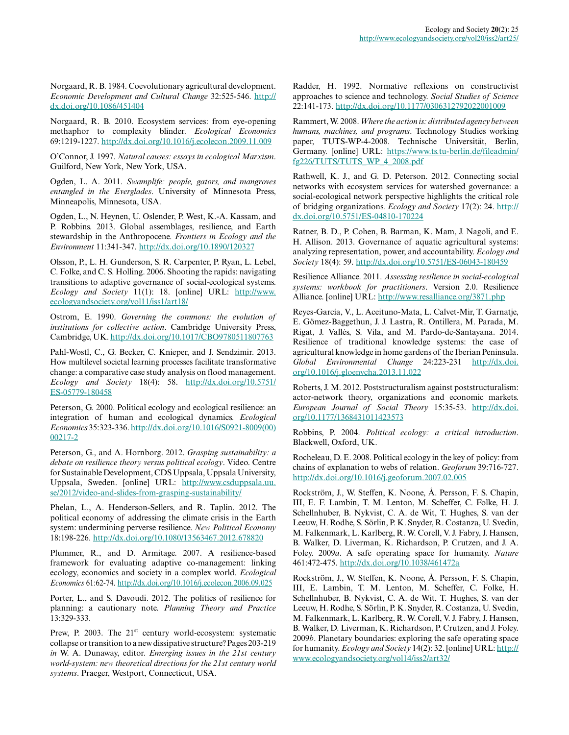Norgaard, R. B. 1984. Coevolutionary agricultural development. *Economic Development and Cultural Change* 32:525-546. http://dx.doi.org/10.1086/451404

Norgaard, R. B. 2010. Ecosystem services: from eye-opening methaphor to complexity blinder. *Ecological Economics* 69:1219-1227. http://dx.doi.org/10.1016/j.ecolecon.2009.11.009

O'Connor, J. 1997. *Natural causes: essays in ecological Marxism*. Guilford, New York, New York, USA.

Ogden, L. A. 2011. *Swamplife: people, gators, and mangroves entangled in the Everglades*. University of Minnesota Press, Minneapolis, Minnesota, USA.

Ogden, L., N. Heynen, U. Oslender, P. West, K.-A. Kassam, and P. Robbins. 2013. Global assemblages, resilience, and Earth stewardship in the Anthropocene. *Frontiers in Ecology and the Environment* 11:341-347. http://dx.doi.org/10.1890/120327

Olsson, P., L. H. Gunderson, S. R. Carpenter, P. Ryan, L. Lebel, C. Folke, and C. S. Holling. 2006. Shooting the rapids: navigating transitions to adaptive governance of social-ecological systems. *Ecology and Society* 11(1): 18. [online] URL: http://www.ecologyandsociety.org/vol11/iss1/art18/

Ostrom, E. 1990. *Governing the commons: the evolution of institutions for collective action*. Cambridge University Press, Cambridge, UK. http://dx.doi.org/10.1017/CBO9780511807763

Pahl-Wostl, C., G. Becker, C. Knieper, and J. Sendzimir. 2013. How multilevel societal learning processes facilitate transformative change: a comparative case study analysis on flood management. *Ecology and Society* 18(4): 58. http://dx.doi.org/10.5751/ES-05779-180458

Peterson, G. 2000. Political ecology and ecological resilience: an integration of human and ecological dynamics. *Ecological Economics* 35:323-336. http://dx.doi.org/10.1016/S0921-8009(00)00217-2

Peterson, G., and A. Hornborg. 2012. *Grasping sustainability: a debate on resilience theory versus political ecology*. Video. Centre for Sustainable Development, CDS Uppsala, Uppsala University, Uppsala, Sweden. [online] URL: http://www.csduppsala.uu.se/2012/video-and-slides-from-grasping-sustainability/

Phelan, L., A. Henderson-Sellers, and R. Taplin. 2012. The political economy of addressing the climate crisis in the Earth system: undermining perverse resilience. *New Political Economy* 18:198-226. http://dx.doi.org/10.1080/13563467.2012.678820

Plummer, R., and D. Armitage. 2007. A resilience-based framework for evaluating adaptive co-management: linking ecology, economics and society in a complex world. *Ecological Economics* 61:62-74. http://dx.doi.org/10.1016/j.ecolecon.2006.09.025

Porter, L., and S. Davoudi. 2012. The politics of resilience for planning: a cautionary note. *Planning Theory and Practice* 13:329-333.

Prew, P. 2003. The 21st century world-ecosystem: systematic collapse or transition to a new dissipative structure? Pages 203-219 *in* W. A. Dunaway, editor. *Emerging issues in the 21st century world-system: new theoretical directions for the 21st century world systems*. Praeger, Westport, Connecticut, USA.

Radder, H. 1992. Normative reflexions on constructivist approaches to science and technology. *Social Studies of Science* 22:141-173. http://dx.doi.org/10.1177/0306312792022001009

Rammert, W. 2008. *Where the action is: distributed agency between humans, machines, and programs*. Technology Studies working paper, TUTS-WP-4-2008. Technische Universität, Berlin, Germany. [online] URL: https://www.ts.tu-berlin.de/fileadmin/fg226/TUTS/TUTS_WP_4_2008.pdf

Rathwell, K. J., and G. D. Peterson. 2012. Connecting social networks with ecosystem services for watershed governance: a social-ecological network perspective highlights the critical role of bridging organizations. *Ecology and Society* 17(2): 24. http://dx.doi.org/10.5751/ES-04810-170224

Ratner, B. D., P. Cohen, B. Barman, K. Mam, J. Nagoli, and E. H. Allison. 2013. Governance of aquatic agricultural systems: analyzing representation, power, and accountability. *Ecology and Society* 18(4): 59. http://dx.doi.org/10.5751/ES-06043-180459

Resilience Alliance. 2011. *Assessing resilience in social-ecological systems: workbook for practitioners*. Version 2.0. Resilience Alliance. [online] URL: http://www.resalliance.org/3871.php

Reyes-García, V., L. Aceituno-Mata, L. Calvet-Mir, T. Garnatje, E. Gömez-Baggethun, J. J. Lastra, R. Ontillera, M. Parada, M. Rigat, J. Vallès, S. Vila, and M. Pardo-de-Santayana. 2014. Resilience of traditional knowledge systems: the case of agricultural knowledge in home gardens of the Iberian Peninsula. *Global Environmental Change* 24:223-231 http://dx.doi.org/10.1016/j.gloenvcha.2013.11.022

Roberts, J. M. 2012. Poststructuralism against poststructuralism: actor-network theory, organizations and economic markets. *European Journal of Social Theory* 15:35-53. http://dx.doi.org/10.1177/1368431011423573

Robbins, P. 2004. *Political ecology: a critical introduction*. Blackwell, Oxford, UK.

Rocheleau, D. E. 2008. Political ecology in the key of policy: from chains of explanation to webs of relation. *Geoforum* 39:716-727. http://dx.doi.org/10.1016/j.geoforum.2007.02.005

Rockström, J., W. Steffen, K. Noone, Å. Persson, F. S. Chapin, III, E. F. Lambin, T. M. Lenton, M. Scheffer, C. Folke, H. J. Schellnhuber, B. Nykvist, C. A. de Wit, T. Hughes, S. van der Leeuw, H. Rodhe, S. Sörlin, P. K. Snyder, R. Costanza, U. Svedin, M. Falkenmark, L. Karlberg, R. W. Corell, V. J. Fabry, J. Hansen, B. Walker, D. Liverman, K. Richardson, P. Crutzen, and J. A. Foley. 2009*a*. A safe operating space for humanity. *Nature* 461:472-475. http://dx.doi.org/10.1038/461472a

Rockström, J., W. Steffen, K. Noone, Å. Persson, F. S. Chapin, III, E. Lambin, T. M. Lenton, M. Scheffer, C. Folke, H. Schellnhuber, B. Nykvist, C. A. de Wit, T. Hughes, S. van der Leeuw, H. Rodhe, S. Sörlin, P. K. Snyder, R. Costanza, U. Svedin, M. Falkenmark, L. Karlberg, R. W. Corell, V. J. Fabry, J. Hansen, B. Walker, D. Liverman, K. Richardson, P. Crutzen, and J. Foley. 2009*b*. Planetary boundaries: exploring the safe operating space for humanity. *Ecology and Society* 14(2): 32. [online] URL: http://www.ecologyandsociety.org/vol14/iss2/art32/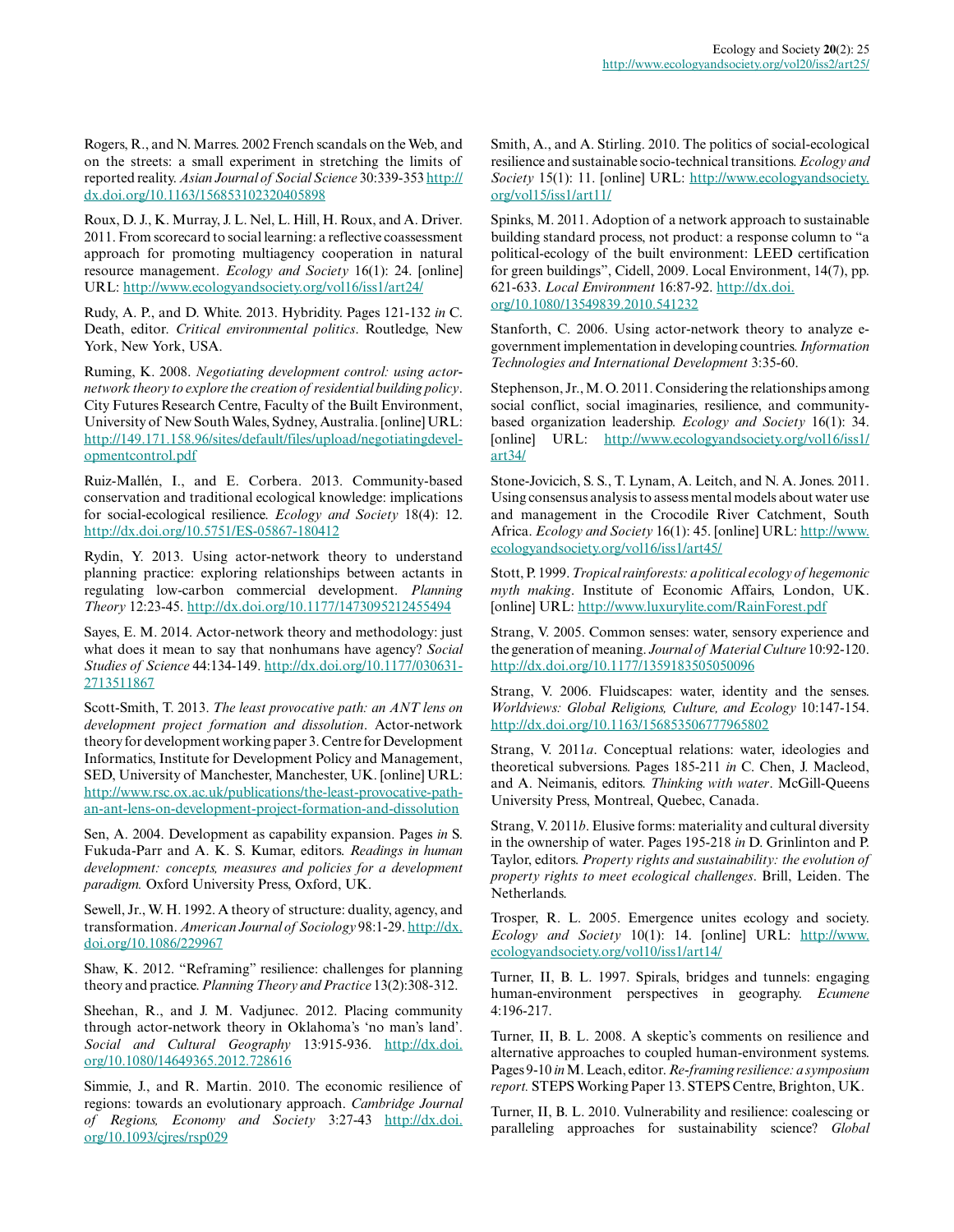Rogers, R., and N. Marres. 2002 French scandals on the Web, and on the streets: a small experiment in stretching the limits of reported reality. *Asian Journal of Social Science* 30:339-353 http://dx.doi.org/10.1163/156853102320405898

Roux, D. J., K. Murray, J. L. Nel, L. Hill, H. Roux, and A. Driver. 2011. From scorecard to social learning: a reflective coassessment approach for promoting multiagency cooperation in natural resource management. *Ecology and Society* 16(1): 24. [online] URL: http://www.ecologyandsociety.org/vol16/iss1/art24/

Rudy, A. P., and D. White. 2013. Hybridity. Pages 121-132 *in* C. Death, editor. *Critical environmental politics*. Routledge, New York, New York, USA.

Ruming, K. 2008. *Negotiating development control: using actor-network theory to explore the creation of residential building policy*. City Futures Research Centre, Faculty of the Built Environment, University of New South Wales, Sydney, Australia. [online] URL: http://149.171.158.96/sites/default/files/upload/negotiatingdevelopmentcontrol.pdf

Ruiz-Mallén, I., and E. Corbera. 2013. Community-based conservation and traditional ecological knowledge: implications for social-ecological resilience. *Ecology and Society* 18(4): 12. http://dx.doi.org/10.5751/ES-05867-180412

Rydin, Y. 2013. Using actor-network theory to understand planning practice: exploring relationships between actants in regulating low-carbon commercial development. *Planning Theory* 12:23-45. http://dx.doi.org/10.1177/1473095212455494

Sayes, E. M. 2014. Actor-network theory and methodology: just what does it mean to say that nonhumans have agency? *Social Studies of Science* 44:134-149. http://dx.doi.org/10.1177/0306312713511867

Scott-Smith, T. 2013. *The least provocative path: an ANT lens on development project formation and dissolution*. Actor-network theory for development working paper 3. Centre for Development Informatics, Institute for Development Policy and Management, SED, University of Manchester, Manchester, UK. [online] URL: http://www.rsc.ox.ac.uk/publications/the-least-provocative-path-an-ant-lens-on-development-project-formation-and-dissolution

Sen, A. 2004. Development as capability expansion. Pages *in* S. Fukuda-Parr and A. K. S. Kumar, editors. *Readings in human development: concepts, measures and policies for a development paradigm.* Oxford University Press, Oxford, UK.

Sewell, Jr., W. H. 1992. A theory of structure: duality, agency, and transformation. *American Journal of Sociology* 98:1-29. http://dx.doi.org/10.1086/229967

Shaw, K. 2012. "Reframing" resilience: challenges for planning theory and practice. *Planning Theory and Practice* 13(2):308-312.

Sheehan, R., and J. M. Vadjunec. 2012. Placing community through actor-network theory in Oklahoma's 'no man's land'. *Social and Cultural Geography* 13:915-936. http://dx.doi.org/10.1080/14649365.2012.728616

Simmie, J., and R. Martin. 2010. The economic resilience of regions: towards an evolutionary approach. *Cambridge Journal of Regions, Economy and Society* 3:27-43 http://dx.doi.org/10.1093/cjres/rsp029

Smith, A., and A. Stirling. 2010. The politics of social-ecological resilience and sustainable socio-technical transitions. *Ecology and Society* 15(1): 11. [online] URL: http://www.ecologyandsociety.org/vol15/iss1/art11/

Spinks, M. 2011. Adoption of a network approach to sustainable building standard process, not product: a response column to "a political-ecology of the built environment: LEED certification for green buildings", Cidell, 2009. Local Environment, 14(7), pp. 621-633. *Local Environment* 16:87-92. http://dx.doi.org/10.1080/13549839.2010.541232

Stanforth, C. 2006. Using actor-network theory to analyze e-government implementation in developing countries. *Information Technologies and International Development* 3:35-60.

Stephenson, Jr., M. O. 2011. Considering the relationships among social conflict, social imaginaries, resilience, and community-based organization leadership. *Ecology and Society* 16(1): 34. [online] URL: http://www.ecologyandsociety.org/vol16/iss1/art34/

Stone-Jovicich, S. S., T. Lynam, A. Leitch, and N. A. Jones. 2011. Using consensus analysis to assess mental models about water use and management in the Crocodile River Catchment, South Africa. *Ecology and Society* 16(1): 45. [online] URL: http://www.ecologyandsociety.org/vol16/iss1/art45/

Stott, P. 1999. *Tropical rainforests: a political ecology of hegemonic myth making*. Institute of Economic Affairs, London, UK. [online] URL: http://www.luxurylite.com/RainForest.pdf

Strang, V. 2005. Common senses: water, sensory experience and the generation of meaning. *Journal of Material Culture* 10:92-120. http://dx.doi.org/10.1177/1359183505050096

Strang, V. 2006. Fluidscapes: water, identity and the senses. *Worldviews: Global Religions, Culture, and Ecology* 10:147-154. http://dx.doi.org/10.1163/156853506777965802

Strang, V. 2011*a*. Conceptual relations: water, ideologies and theoretical subversions. Pages 185-211 *in* C. Chen, J. Macleod, and A. Neimanis, editors. *Thinking with water*. McGill-Queens University Press, Montreal, Quebec, Canada.

Strang, V. 2011*b*. Elusive forms: materiality and cultural diversity in the ownership of water. Pages 195-218 *in* D. Grinlinton and P. Taylor, editors. *Property rights and sustainability: the evolution of property rights to meet ecological challenges*. Brill, Leiden. The Netherlands.

Trosper, R. L. 2005. Emergence unites ecology and society. *Ecology and Society* 10(1): 14. [online] URL: http://www.ecologyandsociety.org/vol10/iss1/art14/

Turner, II, B. L. 1997. Spirals, bridges and tunnels: engaging human-environment perspectives in geography. *Ecumene* 4:196-217.

Turner, II, B. L. 2008. A skeptic's comments on resilience and alternative approaches to coupled human-environment systems. Pages 9-10 *in* M. Leach, editor. *Re-framing resilience: a symposium report.* STEPS Working Paper 13. STEPS Centre, Brighton, UK.

Turner, II, B. L. 2010. Vulnerability and resilience: coalescing or paralleling approaches for sustainability science? *Global*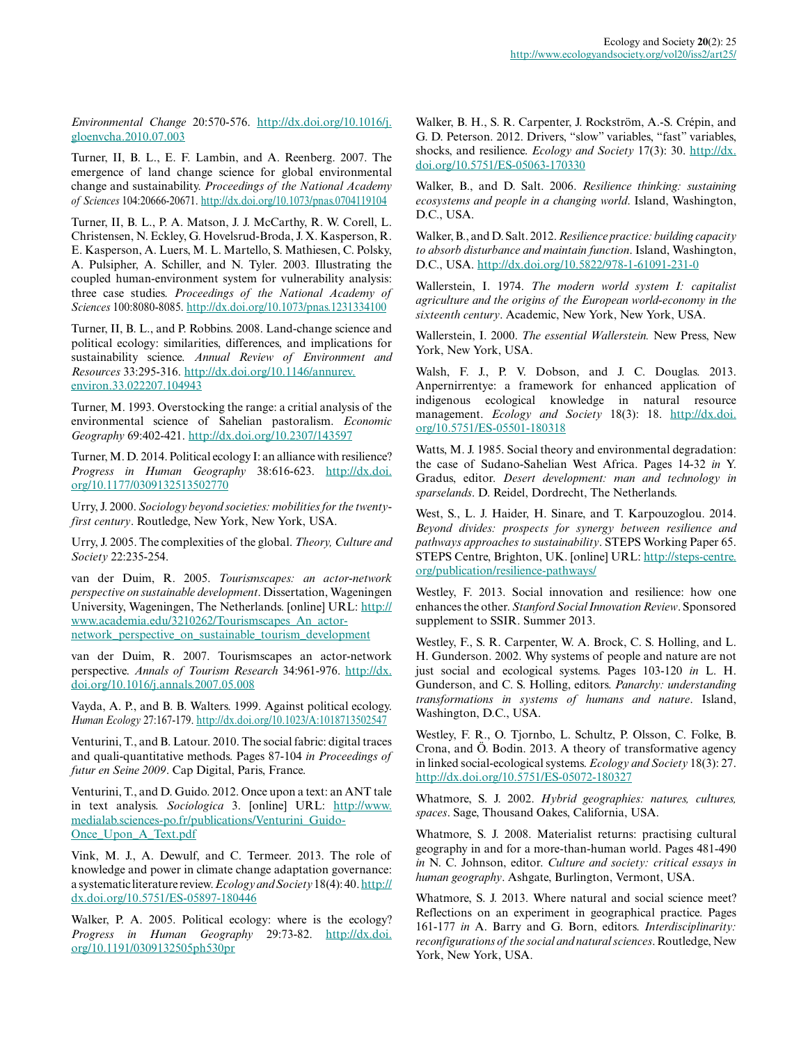*Environmental Change* 20:570-576. http://dx.doi.org/10.1016/j.gloenvcha.2010.07.003

Turner, II, B. L., E. F. Lambin, and A. Reenberg. 2007. The emergence of land change science for global environmental change and sustainability. *Proceedings of the National Academy of Sciences* 104:20666-20671. http://dx.doi.org/10.1073/pnas.0704119104

Turner, II, B. L., P. A. Matson, J. J. McCarthy, R. W. Corell, L. Christensen, N. Eckley, G. Hovelsrud-Broda, J. X. Kasperson, R. E. Kasperson, A. Luers, M. L. Martello, S. Mathiesen, C. Polsky, A. Pulsipher, A. Schiller, and N. Tyler. 2003. Illustrating the coupled human-environment system for vulnerability analysis: three case studies. *Proceedings of the National Academy of Sciences* 100:8080-8085. http://dx.doi.org/10.1073/pnas.1231334100

Turner, II, B. L., and P. Robbins. 2008. Land-change science and political ecology: similarities, differences, and implications for sustainability science. *Annual Review of Environment and Resources* 33:295-316. http://dx.doi.org/10.1146/annurev.environ.33.022207.104943

Turner, M. 1993. Overstocking the range: a critial analysis of the environmental science of Sahelian pastoralism. *Economic Geography* 69:402-421. http://dx.doi.org/10.2307/143597

Turner, M. D. 2014. Political ecology I: an alliance with resilience? *Progress in Human Geography* 38:616-623. http://dx.doi.org/10.1177/0309132513502770

Urry, J. 2000. *Sociology beyond societies: mobilities for the twenty-first century*. Routledge, New York, New York, USA.

Urry, J. 2005. The complexities of the global. *Theory, Culture and Society* 22:235-254.

van der Duim, R. 2005. *Tourismscapes: an actor-network perspective on sustainable development*. Dissertation, Wageningen University, Wageningen, The Netherlands. [online] URL: http://www.academia.edu/3210262/Tourismscapes_An_actor-network_perspective_on_sustainable_tourism_development

van der Duim, R. 2007. Tourismscapes an actor-network perspective. *Annals of Tourism Research* 34:961-976. http://dx.doi.org/10.1016/j.annals.2007.05.008

Vayda, A. P., and B. B. Walters. 1999. Against political ecology. *Human Ecology* 27:167-179. http://dx.doi.org/10.1023/A:1018713502547

Venturini, T., and B. Latour. 2010. The social fabric: digital traces and quali-quantitative methods. Pages 87-104 *in Proceedings of futur en Seine 2009*. Cap Digital, Paris, France.

Venturini, T., and D. Guido. 2012. Once upon a text: an ANT tale in text analysis. *Sociologica* 3. [online] URL: http://www.medialab.sciences-po.fr/publications/Venturini_Guido-Once_Upon_A_Text.pdf

Vink, M. J., A. Dewulf, and C. Termeer. 2013. The role of knowledge and power in climate change adaptation governance: a systematic literature review. *Ecology and Society* 18(4): 40. http://dx.doi.org/10.5751/ES-05897-180446

Walker, P. A. 2005. Political ecology: where is the ecology? *Progress in Human Geography* 29:73-82. http://dx.doi.org/10.1191/0309132505ph530pr

Walker, B. H., S. R. Carpenter, J. Rockström, A.-S. Crépin, and G. D. Peterson. 2012. Drivers, "slow" variables, "fast" variables, shocks, and resilience. *Ecology and Society* 17(3): 30. http://dx.doi.org/10.5751/ES-05063-170330

Walker, B., and D. Salt. 2006. *Resilience thinking: sustaining ecosystems and people in a changing world*. Island, Washington, D.C., USA.

Walker, B., and D. Salt. 2012. *Resilience practice: building capacity to absorb disturbance and maintain function*. Island, Washington, D.C., USA. http://dx.doi.org/10.5822/978-1-61091-231-0

Wallerstein, I. 1974. *The modern world system I: capitalist agriculture and the origins of the European world-economy in the sixteenth century*. Academic, New York, New York, USA.

Wallerstein, I. 2000. *The essential Wallerstein.* New Press, New York, New York, USA.

Walsh, F. J., P. V. Dobson, and J. C. Douglas. 2013. Anpernirrentye: a framework for enhanced application of indigenous ecological knowledge in natural resource management. *Ecology and Society* 18(3): 18. http://dx.doi.org/10.5751/ES-05501-180318

Watts, M. J. 1985. Social theory and environmental degradation: the case of Sudano-Sahelian West Africa. Pages 14-32 *in* Y. Gradus, editor. *Desert development: man and technology in sparselands*. D. Reidel, Dordrecht, The Netherlands.

West, S., L. J. Haider, H. Sinare, and T. Karpouzoglou. 2014. *Beyond divides: prospects for synergy between resilience and pathways approaches to sustainability*. STEPS Working Paper 65. STEPS Centre, Brighton, UK. [online] URL: http://steps-centre.org/publication/resilience-pathways/

Westley, F. 2013. Social innovation and resilience: how one enhances the other. *Stanford Social Innovation Review*. Sponsored supplement to SSIR. Summer 2013.

Westley, F., S. R. Carpenter, W. A. Brock, C. S. Holling, and L. H. Gunderson. 2002. Why systems of people and nature are not just social and ecological systems. Pages 103-120 *in* L. H. Gunderson, and C. S. Holling, editors. *Panarchy: understanding transformations in systems of humans and nature*. Island, Washington, D.C., USA.

Westley, F. R., O. Tjornbo, L. Schultz, P. Olsson, C. Folke, B. Crona, and Ö. Bodin. 2013. A theory of transformative agency in linked social-ecological systems. *Ecology and Society* 18(3): 27. http://dx.doi.org/10.5751/ES-05072-180327

Whatmore, S. J. 2002. *Hybrid geographies: natures, cultures, spaces*. Sage, Thousand Oakes, California, USA.

Whatmore, S. J. 2008. Materialist returns: practising cultural geography in and for a more-than-human world. Pages 481-490 *in* N. C. Johnson, editor. *Culture and society: critical essays in human geography*. Ashgate, Burlington, Vermont, USA.

Whatmore, S. J. 2013. Where natural and social science meet? Reflections on an experiment in geographical practice. Pages 161-177 *in* A. Barry and G. Born, editors. *Interdisciplinarity: reconfigurations of the social and natural sciences*. Routledge, New York, New York, USA.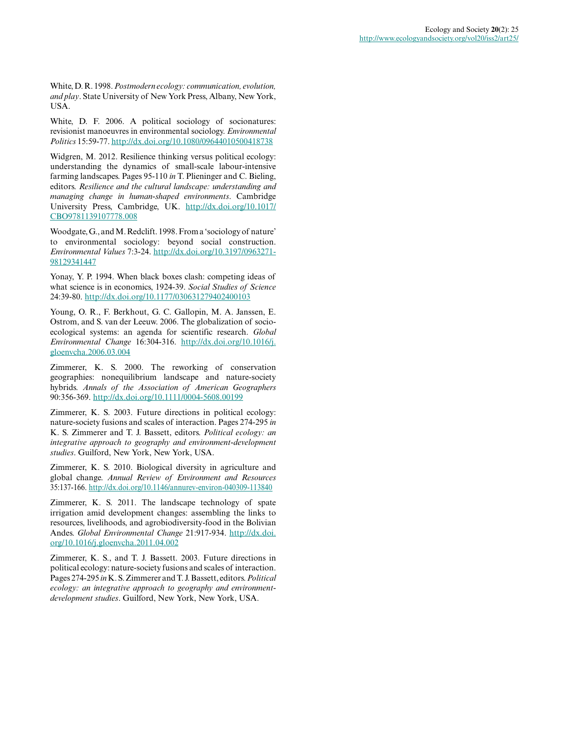White, D. R. 1998. *Postmodern ecology: communication, evolution, and play*. State University of New York Press, Albany, New York, USA.

White, D. F. 2006. A political sociology of socionatures: revisionist manoeuvres in environmental sociology. *Environmental Politics* 15:59-77. http://dx.doi.org/10.1080/09644010500418738

Widgren, M. 2012. Resilience thinking versus political ecology: understanding the dynamics of small-scale labour-intensive farming landscapes. Pages 95-110 *in* T. Plieninger and C. Bieling, editors. *Resilience and the cultural landscape: understanding and managing change in human-shaped environments*. Cambridge University Press, Cambridge, UK. http://dx.doi.org/10.1017/CBO9781139107778.008

Woodgate, G., and M. Redclift. 1998. From a 'sociology of nature' to environmental sociology: beyond social construction. *Environmental Values* 7:3-24. http://dx.doi.org/10.3197/096327198129341447

Yonay, Y. P. 1994. When black boxes clash: competing ideas of what science is in economics, 1924-39. *Social Studies of Science* 24:39-80. http://dx.doi.org/10.1177/030631279402400103

Young, O. R., F. Berkhout, G. C. Gallopin, M. A. Janssen, E. Ostrom, and S. van der Leeuw. 2006. The globalization of socio-ecological systems: an agenda for scientific research. *Global Environmental Change* 16:304-316. http://dx.doi.org/10.1016/j.gloenvcha.2006.03.004

Zimmerer, K. S. 2000. The reworking of conservation geographies: nonequilibrium landscape and nature-society hybrids. *Annals of the Association of American Geographers* 90:356-369. http://dx.doi.org/10.1111/0004-5608.00199

Zimmerer, K. S. 2003. Future directions in political ecology: nature-society fusions and scales of interaction. Pages 274-295 *in* K. S. Zimmerer and T. J. Bassett, editors. *Political ecology: an integrative approach to geography and environment-development studies*. Guilford, New York, New York, USA.

Zimmerer, K. S. 2010. Biological diversity in agriculture and global change. *Annual Review of Environment and Resources* 35:137-166. http://dx.doi.org/10.1146/annurev-environ-040309-113840

Zimmerer, K. S. 2011. The landscape technology of spate irrigation amid development changes: assembling the links to resources, livelihoods, and agrobiodiversity-food in the Bolivian Andes. *Global Environmental Change* 21:917-934. http://dx.doi.org/10.1016/j.gloenvcha.2011.04.002

Zimmerer, K. S., and T. J. Bassett. 2003. Future directions in political ecology: nature-society fusions and scales of interaction. Pages 274-295 *in* K. S. Zimmerer and T. J. Bassett, editors. *Political ecology: an integrative approach to geography and environment-development studies*. Guilford, New York, New York, USA.